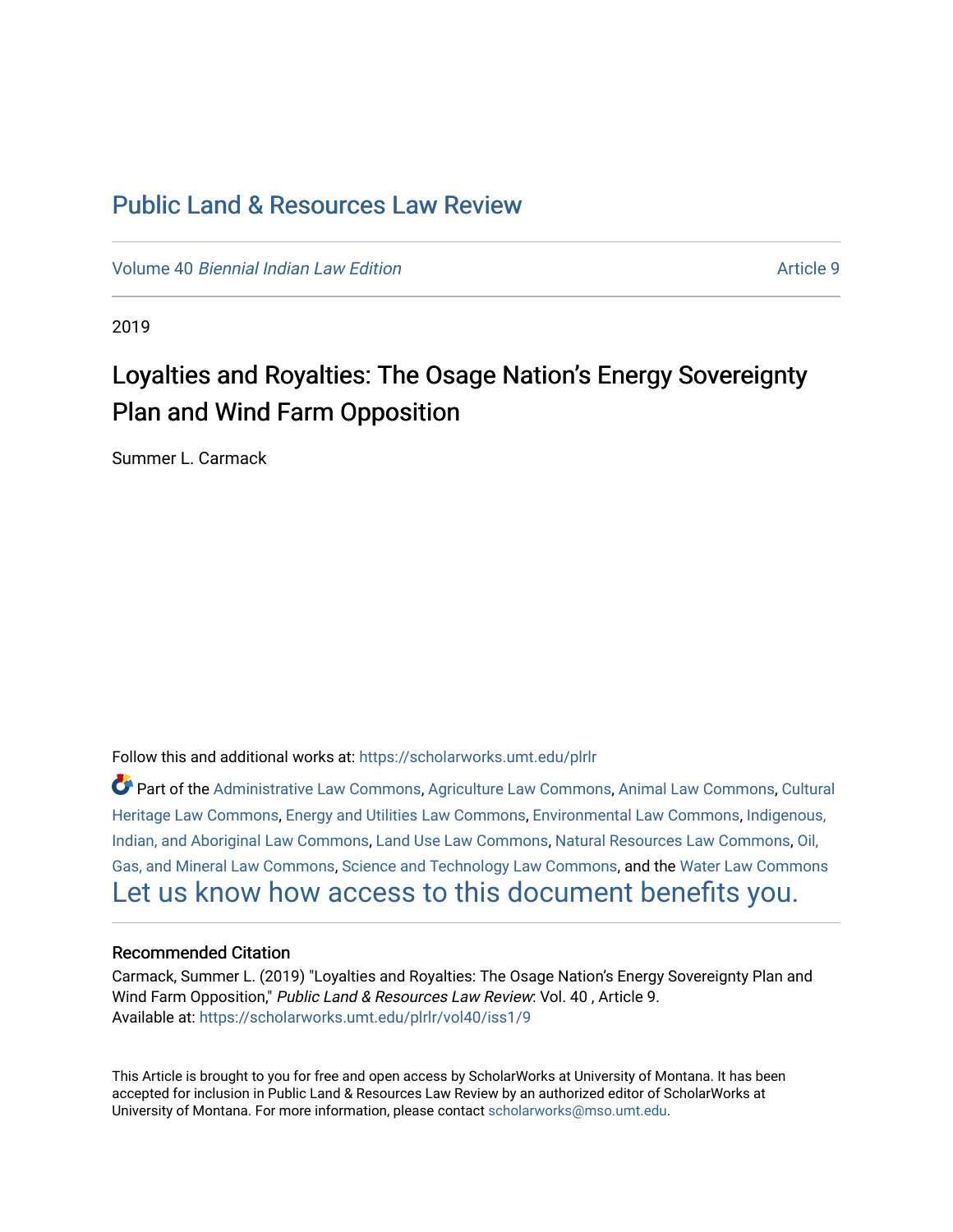# Public Land & Resources Law Review

Volume 40 *Biennial Indian Law Edition* Article 9

2019

## Loyalties and Royalties: The Osage Nation's Energy Sovereignty Plan and Wind Farm Opposition

Summer L. Carmack

Follow this and additional works at: https://scholarworks.umt.edu/plrlr

Part of the Administrative Law Commons, Agriculture Law Commons, Animal Law Commons, Cultural Heritage Law Commons, Energy and Utilities Law Commons, Environmental Law Commons, Indigenous, Indian, and Aboriginal Law Commons, Land Use Law Commons, Natural Resources Law Commons, Oil, Gas, and Mineral Law Commons, Science and Technology Law Commons, and the Water Law Commons

Let us know how access to this document benefits you.

### Recommended Citation

Carmack, Summer L. (2019) "Loyalties and Royalties: The Osage Nation's Energy Sovereignty Plan and Wind Farm Opposition," *Public Land & Resources Law Review*: Vol. 40 , Article 9.
Available at: https://scholarworks.umt.edu/plrlr/vol40/iss1/9

This Article is brought to you for free and open access by ScholarWorks at University of Montana. It has been accepted for inclusion in Public Land & Resources Law Review by an authorized editor of ScholarWorks at University of Montana. For more information, please contact scholarworks@mso.umt.edu.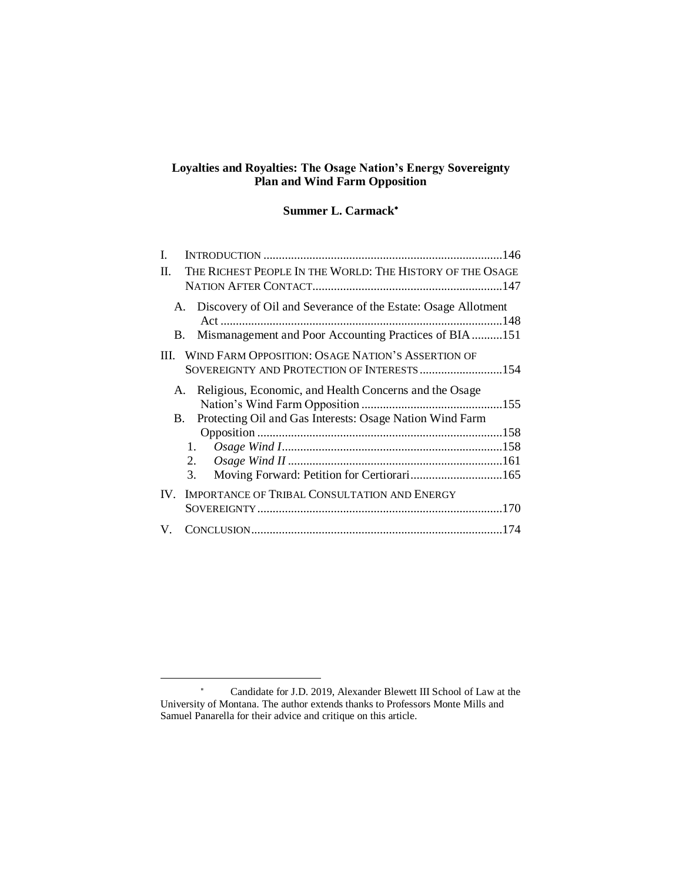**Loyalties and Royalties: The Osage Nation's Energy Sovereignty Plan and Wind Farm Opposition**

**Summer L. Carmack**[*]

I. INTRODUCTION .............................................................................146

II. THE RICHEST PEOPLE IN THE WORLD: THE HISTORY OF THE OSAGE NATION AFTER CONTACT.............................................................147

  A. Discovery of Oil and Severance of the Estate: Osage Allotment Act ...........................................................................................148

  B. Mismanagement and Poor Accounting Practices of BIA ..........151

III. WIND FARM OPPOSITION: OSAGE NATION'S ASSERTION OF SOVEREIGNTY AND PROTECTION OF INTERESTS ...........................154

  A. Religious, Economic, and Health Concerns and the Osage Nation's Wind Farm Opposition ..............................................155

  B. Protecting Oil and Gas Interests: Osage Nation Wind Farm Opposition ................................................................................158

    1. *Osage Wind I*........................................................................158

    2. *Osage Wind II* ......................................................................161

    3. Moving Forward: Petition for Certiorari..............................165

IV. IMPORTANCE OF TRIBAL CONSULTATION AND ENERGY SOVEREIGNTY................................................................................170

V. CONCLUSION.................................................................................174

---

[*] Candidate for J.D. 2019, Alexander Blewett III School of Law at the University of Montana. The author extends thanks to Professors Monte Mills and Samuel Panarella for their advice and critique on this article.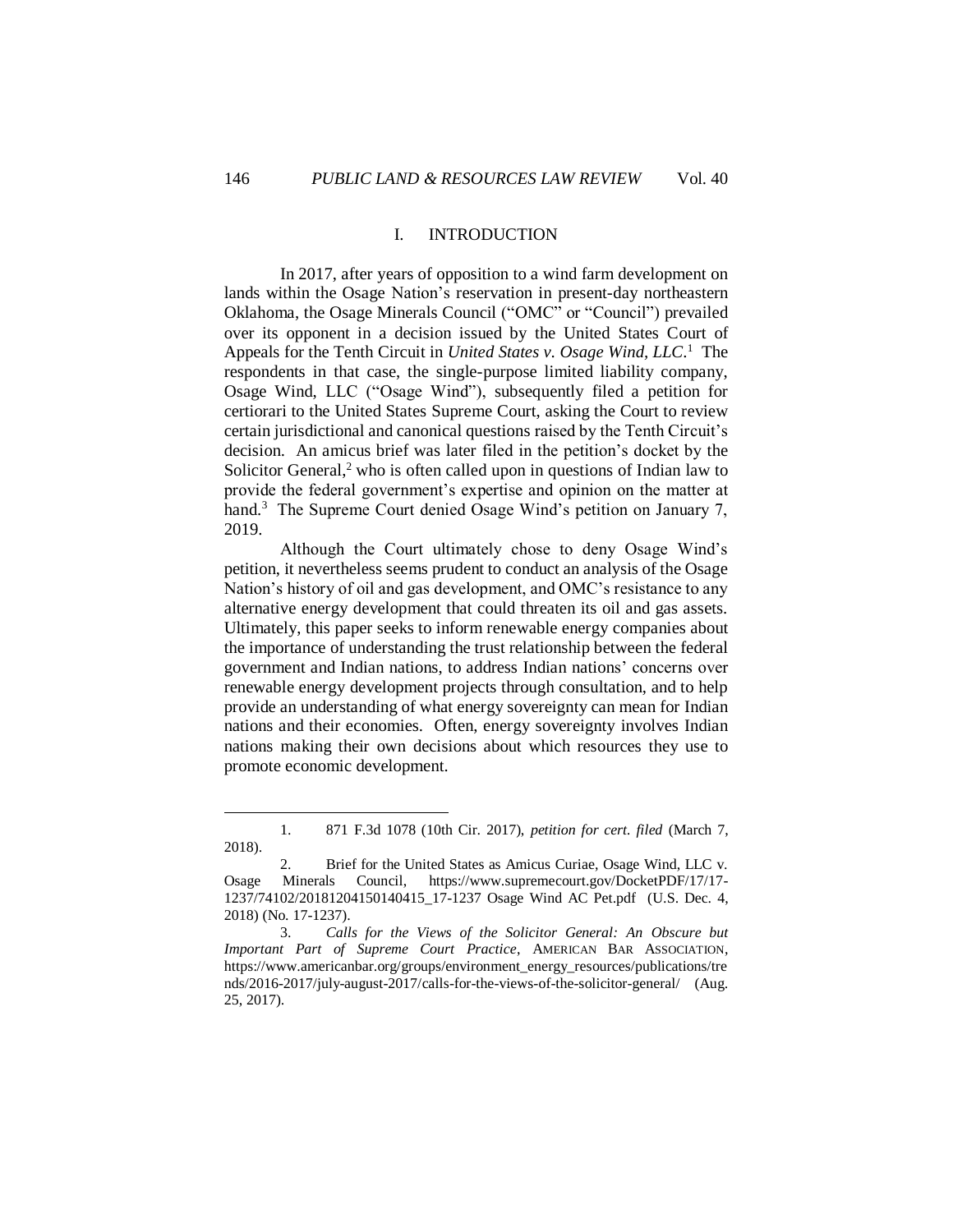## I. INTRODUCTION

In 2017, after years of opposition to a wind farm development on lands within the Osage Nation's reservation in present-day northeastern Oklahoma, the Osage Minerals Council ("OMC" or "Council") prevailed over its opponent in a decision issued by the United States Court of Appeals for the Tenth Circuit in *United States v. Osage Wind, LLC*.[1] The respondents in that case, the single-purpose limited liability company, Osage Wind, LLC ("Osage Wind"), subsequently filed a petition for certiorari to the United States Supreme Court, asking the Court to review certain jurisdictional and canonical questions raised by the Tenth Circuit's decision. An amicus brief was later filed in the petition's docket by the Solicitor General,[2] who is often called upon in questions of Indian law to provide the federal government's expertise and opinion on the matter at hand.[3] The Supreme Court denied Osage Wind's petition on January 7, 2019.

Although the Court ultimately chose to deny Osage Wind's petition, it nevertheless seems prudent to conduct an analysis of the Osage Nation's history of oil and gas development, and OMC's resistance to any alternative energy development that could threaten its oil and gas assets. Ultimately, this paper seeks to inform renewable energy companies about the importance of understanding the trust relationship between the federal government and Indian nations, to address Indian nations' concerns over renewable energy development projects through consultation, and to help provide an understanding of what energy sovereignty can mean for Indian nations and their economies. Often, energy sovereignty involves Indian nations making their own decisions about which resources they use to promote economic development.

---

1. 871 F.3d 1078 (10th Cir. 2017), *petition for cert. filed* (March 7, 2018).

2. Brief for the United States as Amicus Curiae, Osage Wind, LLC v. Osage Minerals Council, https://www.supremecourt.gov/DocketPDF/17/17-1237/74102/20181204150140415_17-1237 Osage Wind AC Pet.pdf (U.S. Dec. 4, 2018) (No. 17-1237).

3. *Calls for the Views of the Solicitor General: An Obscure but Important Part of Supreme Court Practice*, AMERICAN BAR ASSOCIATION, https://www.americanbar.org/groups/environment_energy_resources/publications/trends/2016-2017/july-august-2017/calls-for-the-views-of-the-solicitor-general/ (Aug. 25, 2017).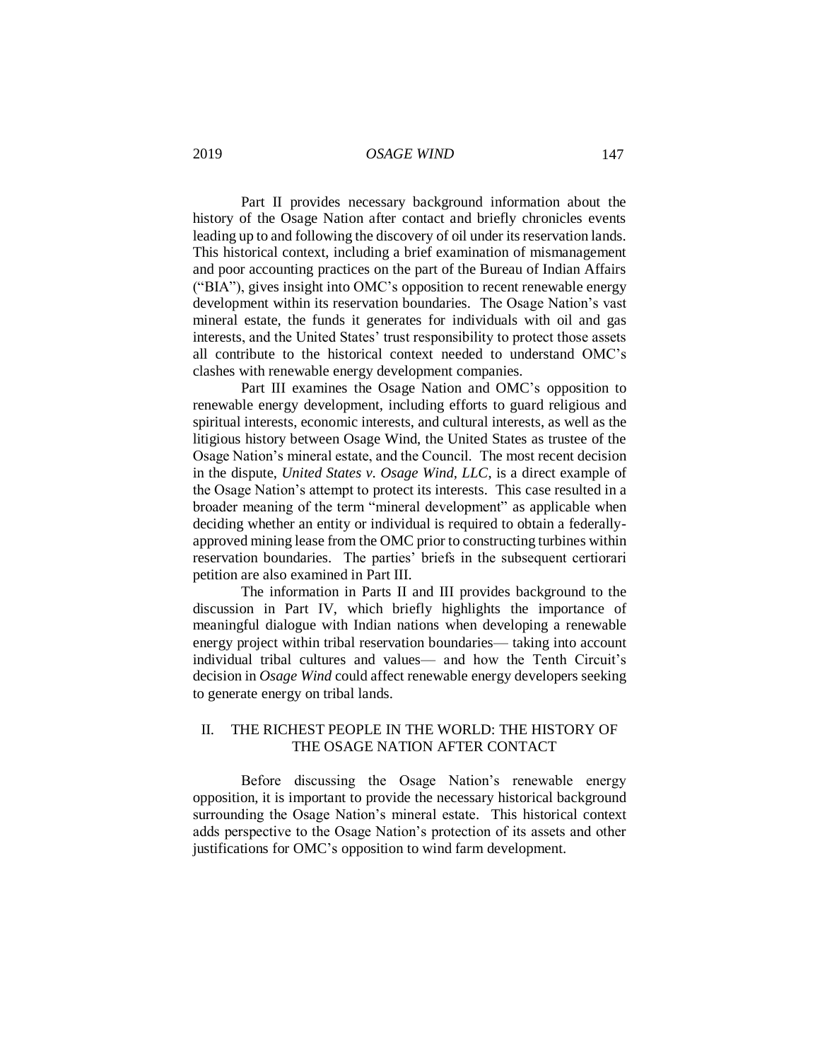Part II provides necessary background information about the history of the Osage Nation after contact and briefly chronicles events leading up to and following the discovery of oil under its reservation lands. This historical context, including a brief examination of mismanagement and poor accounting practices on the part of the Bureau of Indian Affairs ("BIA"), gives insight into OMC's opposition to recent renewable energy development within its reservation boundaries. The Osage Nation's vast mineral estate, the funds it generates for individuals with oil and gas interests, and the United States' trust responsibility to protect those assets all contribute to the historical context needed to understand OMC's clashes with renewable energy development companies.

Part III examines the Osage Nation and OMC's opposition to renewable energy development, including efforts to guard religious and spiritual interests, economic interests, and cultural interests, as well as the litigious history between Osage Wind, the United States as trustee of the Osage Nation's mineral estate, and the Council. The most recent decision in the dispute, *United States v. Osage Wind, LLC*, is a direct example of the Osage Nation's attempt to protect its interests. This case resulted in a broader meaning of the term "mineral development" as applicable when deciding whether an entity or individual is required to obtain a federally-approved mining lease from the OMC prior to constructing turbines within reservation boundaries. The parties' briefs in the subsequent certiorari petition are also examined in Part III.

The information in Parts II and III provides background to the discussion in Part IV, which briefly highlights the importance of meaningful dialogue with Indian nations when developing a renewable energy project within tribal reservation boundaries— taking into account individual tribal cultures and values— and how the Tenth Circuit's decision in *Osage Wind* could affect renewable energy developers seeking to generate energy on tribal lands.

## II. THE RICHEST PEOPLE IN THE WORLD: THE HISTORY OF THE OSAGE NATION AFTER CONTACT

Before discussing the Osage Nation's renewable energy opposition, it is important to provide the necessary historical background surrounding the Osage Nation's mineral estate. This historical context adds perspective to the Osage Nation's protection of its assets and other justifications for OMC's opposition to wind farm development.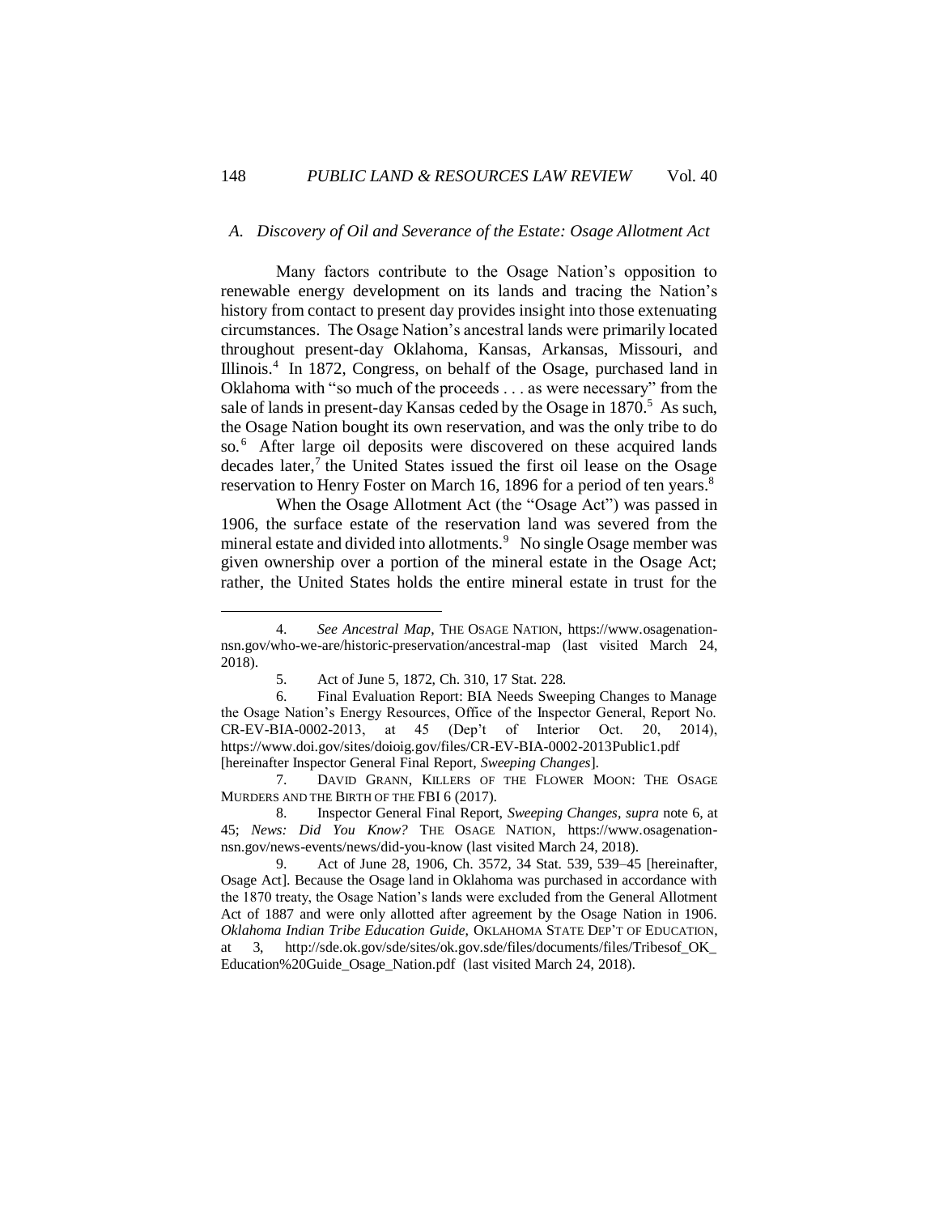### *A. Discovery of Oil and Severance of the Estate: Osage Allotment Act*

Many factors contribute to the Osage Nation's opposition to renewable energy development on its lands and tracing the Nation's history from contact to present day provides insight into those extenuating circumstances. The Osage Nation's ancestral lands were primarily located throughout present-day Oklahoma, Kansas, Arkansas, Missouri, and Illinois.[4] In 1872, Congress, on behalf of the Osage, purchased land in Oklahoma with "so much of the proceeds . . . as were necessary" from the sale of lands in present-day Kansas ceded by the Osage in 1870.[5] As such, the Osage Nation bought its own reservation, and was the only tribe to do so.[6] After large oil deposits were discovered on these acquired lands decades later,[7] the United States issued the first oil lease on the Osage reservation to Henry Foster on March 16, 1896 for a period of ten years.[8]

When the Osage Allotment Act (the "Osage Act") was passed in 1906, the surface estate of the reservation land was severed from the mineral estate and divided into allotments.[9] No single Osage member was given ownership over a portion of the mineral estate in the Osage Act; rather, the United States holds the entire mineral estate in trust for the

---

4. *See Ancestral Map*, THE OSAGE NATION, https://www.osagenation-nsn.gov/who-we-are/historic-preservation/ancestral-map (last visited March 24, 2018).

5. Act of June 5, 1872, Ch. 310, 17 Stat. 228.

6. Final Evaluation Report: BIA Needs Sweeping Changes to Manage the Osage Nation's Energy Resources, Office of the Inspector General, Report No. CR-EV-BIA-0002-2013, at 45 (Dep't of Interior Oct. 20, 2014), https://www.doi.gov/sites/doioig.gov/files/CR-EV-BIA-0002-2013Public1.pdf [hereinafter Inspector General Final Report, *Sweeping Changes*].

7. DAVID GRANN, KILLERS OF THE FLOWER MOON: THE OSAGE MURDERS AND THE BIRTH OF THE FBI 6 (2017).

8. Inspector General Final Report, *Sweeping Changes*, *supra* note 6, at 45; *News: Did You Know?* THE OSAGE NATION, https://www.osagenation-nsn.gov/news-events/news/did-you-know (last visited March 24, 2018).

9. Act of June 28, 1906, Ch. 3572, 34 Stat. 539, 539–45 [hereinafter, Osage Act]. Because the Osage land in Oklahoma was purchased in accordance with the 1870 treaty, the Osage Nation's lands were excluded from the General Allotment Act of 1887 and were only allotted after agreement by the Osage Nation in 1906. *Oklahoma Indian Tribe Education Guide*, OKLAHOMA STATE DEP'T OF EDUCATION, at 3, http://sde.ok.gov/sde/sites/ok.gov.sde/files/documents/files/Tribesof_OK_Education%20Guide_Osage_Nation.pdf (last visited March 24, 2018).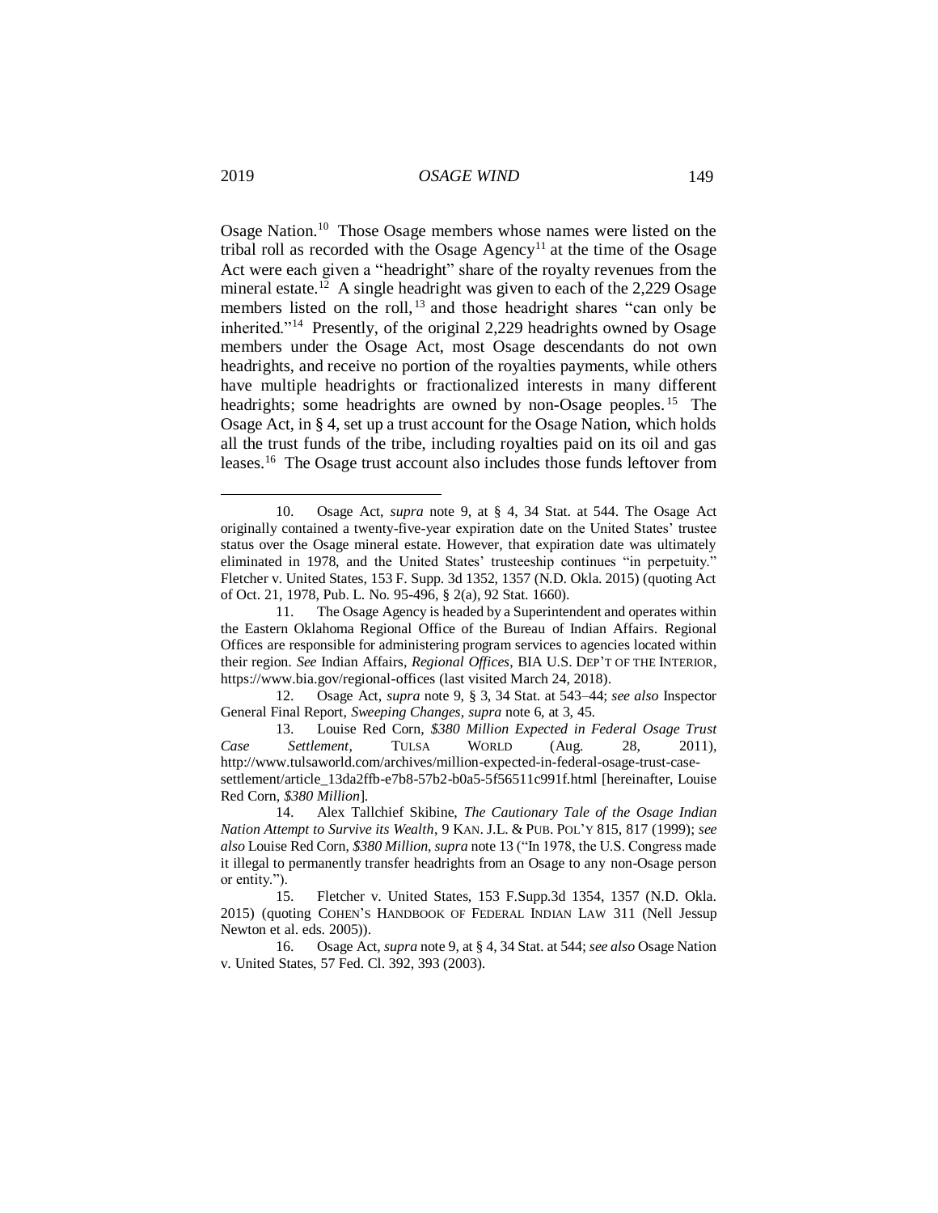Osage Nation.[10] Those Osage members whose names were listed on the tribal roll as recorded with the Osage Agency[11] at the time of the Osage Act were each given a "headright" share of the royalty revenues from the mineral estate.[12] A single headright was given to each of the 2,229 Osage members listed on the roll,[13] and those headright shares "can only be inherited."[14] Presently, of the original 2,229 headrights owned by Osage members under the Osage Act, most Osage descendants do not own headrights, and receive no portion of the royalties payments, while others have multiple headrights or fractionalized interests in many different headrights; some headrights are owned by non-Osage peoples.[15] The Osage Act, in § 4, set up a trust account for the Osage Nation, which holds all the trust funds of the tribe, including royalties paid on its oil and gas leases.[16] The Osage trust account also includes those funds leftover from

---

10. Osage Act, *supra* note 9, at § 4, 34 Stat. at 544. The Osage Act originally contained a twenty-five-year expiration date on the United States' trustee status over the Osage mineral estate. However, that expiration date was ultimately eliminated in 1978, and the United States' trusteeship continues "in perpetuity." Fletcher v. United States, 153 F. Supp. 3d 1352, 1357 (N.D. Okla. 2015) (quoting Act of Oct. 21, 1978, Pub. L. No. 95-496, § 2(a), 92 Stat. 1660).

11. The Osage Agency is headed by a Superintendent and operates within the Eastern Oklahoma Regional Office of the Bureau of Indian Affairs. Regional Offices are responsible for administering program services to agencies located within their region. *See* Indian Affairs, *Regional Offices*, BIA U.S. DEP'T OF THE INTERIOR, https://www.bia.gov/regional-offices (last visited March 24, 2018).

12. Osage Act, *supra* note 9, § 3, 34 Stat. at 543–44; *see also* Inspector General Final Report, *Sweeping Changes*, *supra* note 6, at 3, 45.

13. Louise Red Corn, *$380 Million Expected in Federal Osage Trust Case Settlement*, TULSA WORLD (Aug. 28, 2011), http://www.tulsaworld.com/archives/million-expected-in-federal-osage-trust-case-settlement/article_13da2ffb-e7b8-57b2-b0a5-5f56511c991f.html [hereinafter, Louise Red Corn, *$380 Million*].

14. Alex Tallchief Skibine, *The Cautionary Tale of the Osage Indian Nation Attempt to Survive its Wealth*, 9 KAN. J.L. & PUB. POL'Y 815, 817 (1999); *see also* Louise Red Corn, *$380 Million*, *supra* note 13 ("In 1978, the U.S. Congress made it illegal to permanently transfer headrights from an Osage to any non-Osage person or entity.").

15. Fletcher v. United States, 153 F.Supp.3d 1354, 1357 (N.D. Okla. 2015) (quoting COHEN'S HANDBOOK OF FEDERAL INDIAN LAW 311 (Nell Jessup Newton et al. eds. 2005)).

16. Osage Act, *supra* note 9, at § 4, 34 Stat. at 544; *see also* Osage Nation v. United States, 57 Fed. Cl. 392, 393 (2003).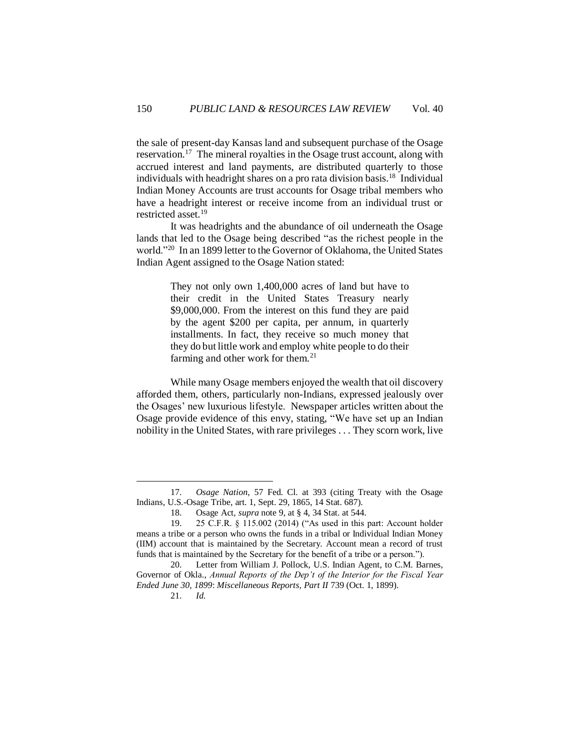the sale of present-day Kansas land and subsequent purchase of the Osage reservation.[17] The mineral royalties in the Osage trust account, along with accrued interest and land payments, are distributed quarterly to those individuals with headright shares on a pro rata division basis.[18] Individual Indian Money Accounts are trust accounts for Osage tribal members who have a headright interest or receive income from an individual trust or restricted asset.[19]

It was headrights and the abundance of oil underneath the Osage lands that led to the Osage being described "as the richest people in the world."[20] In an 1899 letter to the Governor of Oklahoma, the United States Indian Agent assigned to the Osage Nation stated:

> They not only own 1,400,000 acres of land but have to their credit in the United States Treasury nearly $9,000,000. From the interest on this fund they are paid by the agent $200 per capita, per annum, in quarterly installments. In fact, they receive so much money that they do but little work and employ white people to do their farming and other work for them.[21]

While many Osage members enjoyed the wealth that oil discovery afforded them, others, particularly non-Indians, expressed jealously over the Osages' new luxurious lifestyle. Newspaper articles written about the Osage provide evidence of this envy, stating, "We have set up an Indian nobility in the United States, with rare privileges . . . They scorn work, live

---

17. *Osage Nation*, 57 Fed. Cl. at 393 (citing Treaty with the Osage Indians, U.S.-Osage Tribe, art. 1, Sept. 29, 1865, 14 Stat. 687).

18. Osage Act, *supra* note 9, at § 4, 34 Stat. at 544.

19. 25 C.F.R. § 115.002 (2014) ("As used in this part: Account holder means a tribe or a person who owns the funds in a tribal or Individual Indian Money (IIM) account that is maintained by the Secretary. Account mean a record of trust funds that is maintained by the Secretary for the benefit of a tribe or a person.").

20. Letter from William J. Pollock, U.S. Indian Agent, to C.M. Barnes, Governor of Okla., *Annual Reports of the Dep't of the Interior for the Fiscal Year Ended June 30, 1899*: *Miscellaneous Reports, Part II* 739 (Oct. 1, 1899).

21. *Id.*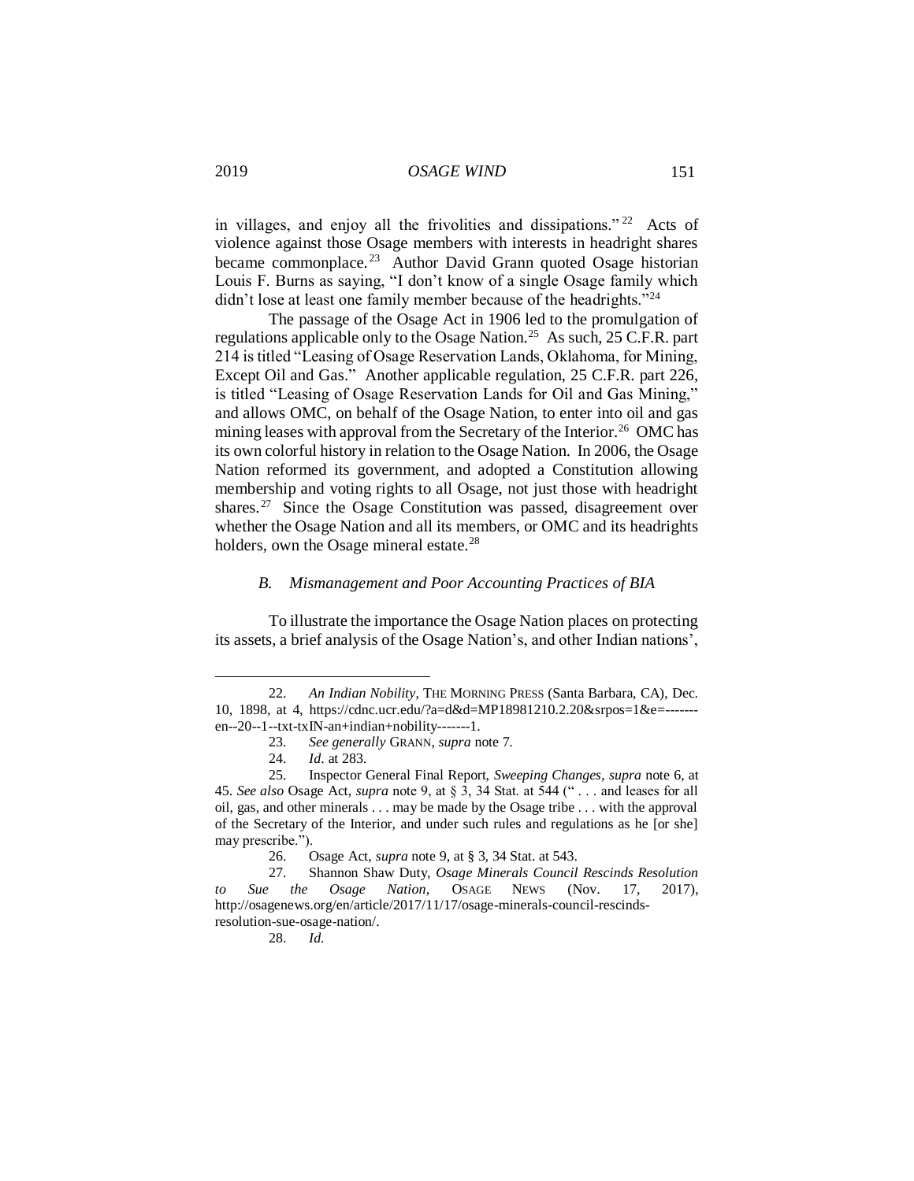in villages, and enjoy all the frivolities and dissipations."[22] Acts of violence against those Osage members with interests in headright shares became commonplace.[23] Author David Grann quoted Osage historian Louis F. Burns as saying, "I don't know of a single Osage family which didn't lose at least one family member because of the headrights."[24]

The passage of the Osage Act in 1906 led to the promulgation of regulations applicable only to the Osage Nation.[25] As such, 25 C.F.R. part 214 is titled "Leasing of Osage Reservation Lands, Oklahoma, for Mining, Except Oil and Gas." Another applicable regulation, 25 C.F.R. part 226, is titled "Leasing of Osage Reservation Lands for Oil and Gas Mining," and allows OMC, on behalf of the Osage Nation, to enter into oil and gas mining leases with approval from the Secretary of the Interior.[26] OMC has its own colorful history in relation to the Osage Nation. In 2006, the Osage Nation reformed its government, and adopted a Constitution allowing membership and voting rights to all Osage, not just those with headright shares.[27] Since the Osage Constitution was passed, disagreement over whether the Osage Nation and all its members, or OMC and its headrights holders, own the Osage mineral estate.[28]

### *B. Mismanagement and Poor Accounting Practices of BIA*

To illustrate the importance the Osage Nation places on protecting its assets, a brief analysis of the Osage Nation's, and other Indian nations',

---

22. *An Indian Nobility*, THE MORNING PRESS (Santa Barbara, CA), Dec. 10, 1898, at 4, https://cdnc.ucr.edu/?a=d&d=MP18981210.2.20&srpos=1&e=-------en--20--1--txt-txIN-an+indian+nobility-------1.

23. *See generally* GRANN, *supra* note 7.

24. *Id*. at 283.

25. Inspector General Final Report, *Sweeping Changes*, *supra* note 6, at 45. *See also* Osage Act, *supra* note 9, at § 3, 34 Stat. at 544 (" . . . and leases for all oil, gas, and other minerals . . . may be made by the Osage tribe . . . with the approval of the Secretary of the Interior, and under such rules and regulations as he [or she] may prescribe.").

26. Osage Act, *supra* note 9, at § 3, 34 Stat. at 543.

27. Shannon Shaw Duty, *Osage Minerals Council Rescinds Resolution to Sue the Osage Nation*, OSAGE NEWS (Nov. 17, 2017), http://osagenews.org/en/article/2017/11/17/osage-minerals-council-rescinds-resolution-sue-osage-nation/.

28. *Id.*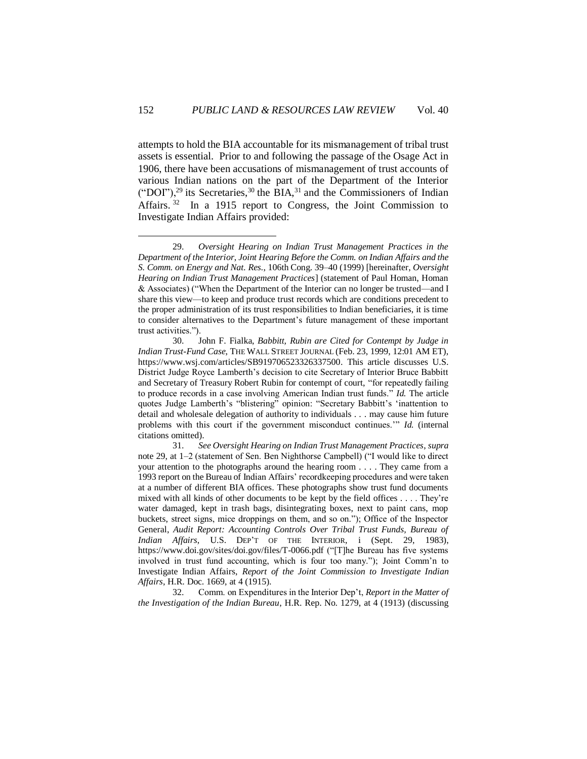attempts to hold the BIA accountable for its mismanagement of tribal trust assets is essential. Prior to and following the passage of the Osage Act in 1906, there have been accusations of mismanagement of trust accounts of various Indian nations on the part of the Department of the Interior ("DOI"),[29] its Secretaries,[30] the BIA,[31] and the Commissioners of Indian Affairs.[32] In a 1915 report to Congress, the Joint Commission to Investigate Indian Affairs provided:

---

29. *Oversight Hearing on Indian Trust Management Practices in the Department of the Interior, Joint Hearing Before the Comm. on Indian Affairs and the S. Comm. on Energy and Nat. Res.*, 106th Cong. 39–40 (1999) [hereinafter, *Oversight Hearing on Indian Trust Management Practices*] (statement of Paul Homan, Homan & Associates) ("When the Department of the Interior can no longer be trusted—and I share this view—to keep and produce trust records which are conditions precedent to the proper administration of its trust responsibilities to Indian beneficiaries, it is time to consider alternatives to the Department's future management of these important trust activities.").

30. John F. Fialka, *Babbitt, Rubin are Cited for Contempt by Judge in Indian Trust-Fund Case*, THE WALL STREET JOURNAL (Feb. 23, 1999, 12:01 AM ET), https://www.wsj.com/articles/SB919706523326337500. This article discusses U.S. District Judge Royce Lamberth's decision to cite Secretary of Interior Bruce Babbitt and Secretary of Treasury Robert Rubin for contempt of court, "for repeatedly failing to produce records in a case involving American Indian trust funds." *Id.* The article quotes Judge Lamberth's "blistering" opinion: "Secretary Babbitt's 'inattention to detail and wholesale delegation of authority to individuals . . . may cause him future problems with this court if the government misconduct continues.'" *Id.* (internal citations omitted).

31. *See Oversight Hearing on Indian Trust Management Practices*, *supra* note 29, at 1–2 (statement of Sen. Ben Nighthorse Campbell) ("I would like to direct your attention to the photographs around the hearing room . . . . They came from a 1993 report on the Bureau of Indian Affairs' recordkeeping procedures and were taken at a number of different BIA offices. These photographs show trust fund documents mixed with all kinds of other documents to be kept by the field offices . . . . They're water damaged, kept in trash bags, disintegrating boxes, next to paint cans, mop buckets, street signs, mice droppings on them, and so on."); Office of the Inspector General, *Audit Report: Accounting Controls Over Tribal Trust Funds, Bureau of Indian Affairs*, U.S. DEP'T OF THE INTERIOR, i (Sept. 29, 1983), https://www.doi.gov/sites/doi.gov/files/T-0066.pdf ("[T]he Bureau has five systems involved in trust fund accounting, which is four too many."); Joint Comm'n to Investigate Indian Affairs, *Report of the Joint Commission to Investigate Indian Affairs*, H.R. Doc. 1669, at 4 (1915).

32. Comm. on Expenditures in the Interior Dep't, *Report in the Matter of the Investigation of the Indian Bureau*, H.R. Rep. No. 1279, at 4 (1913) (discussing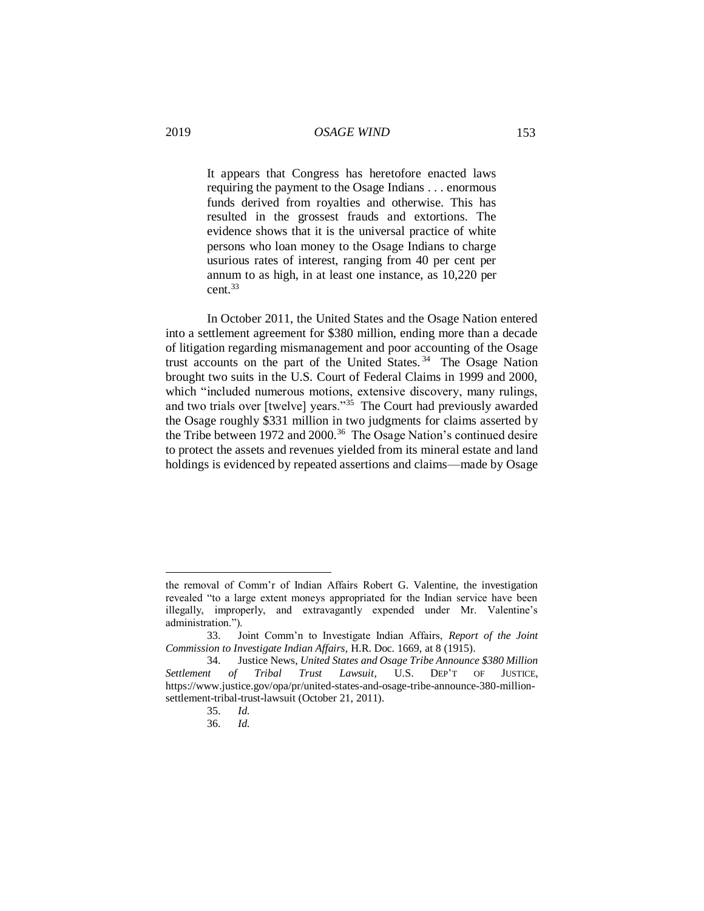> It appears that Congress has heretofore enacted laws requiring the payment to the Osage Indians . . . enormous funds derived from royalties and otherwise. This has resulted in the grossest frauds and extortions. The evidence shows that it is the universal practice of white persons who loan money to the Osage Indians to charge usurious rates of interest, ranging from 40 per cent per annum to as high, in at least one instance, as 10,220 per cent.[33]

In October 2011, the United States and the Osage Nation entered into a settlement agreement for $380 million, ending more than a decade of litigation regarding mismanagement and poor accounting of the Osage trust accounts on the part of the United States.[34] The Osage Nation brought two suits in the U.S. Court of Federal Claims in 1999 and 2000, which "included numerous motions, extensive discovery, many rulings, and two trials over [twelve] years."[35] The Court had previously awarded the Osage roughly $331 million in two judgments for claims asserted by the Tribe between 1972 and 2000.[36] The Osage Nation's continued desire to protect the assets and revenues yielded from its mineral estate and land holdings is evidenced by repeated assertions and claims—made by Osage

---

the removal of Comm'r of Indian Affairs Robert G. Valentine, the investigation revealed "to a large extent moneys appropriated for the Indian service have been illegally, improperly, and extravagantly expended under Mr. Valentine's administration.").

33. Joint Comm'n to Investigate Indian Affairs, *Report of the Joint Commission to Investigate Indian Affairs*, H.R. Doc. 1669, at 8 (1915).

34. Justice News, *United States and Osage Tribe Announce $380 Million Settlement of Tribal Trust Lawsuit*, U.S. DEP'T OF JUSTICE, https://www.justice.gov/opa/pr/united-states-and-osage-tribe-announce-380-million-settlement-tribal-trust-lawsuit (October 21, 2011).

35. *Id.*

36. *Id.*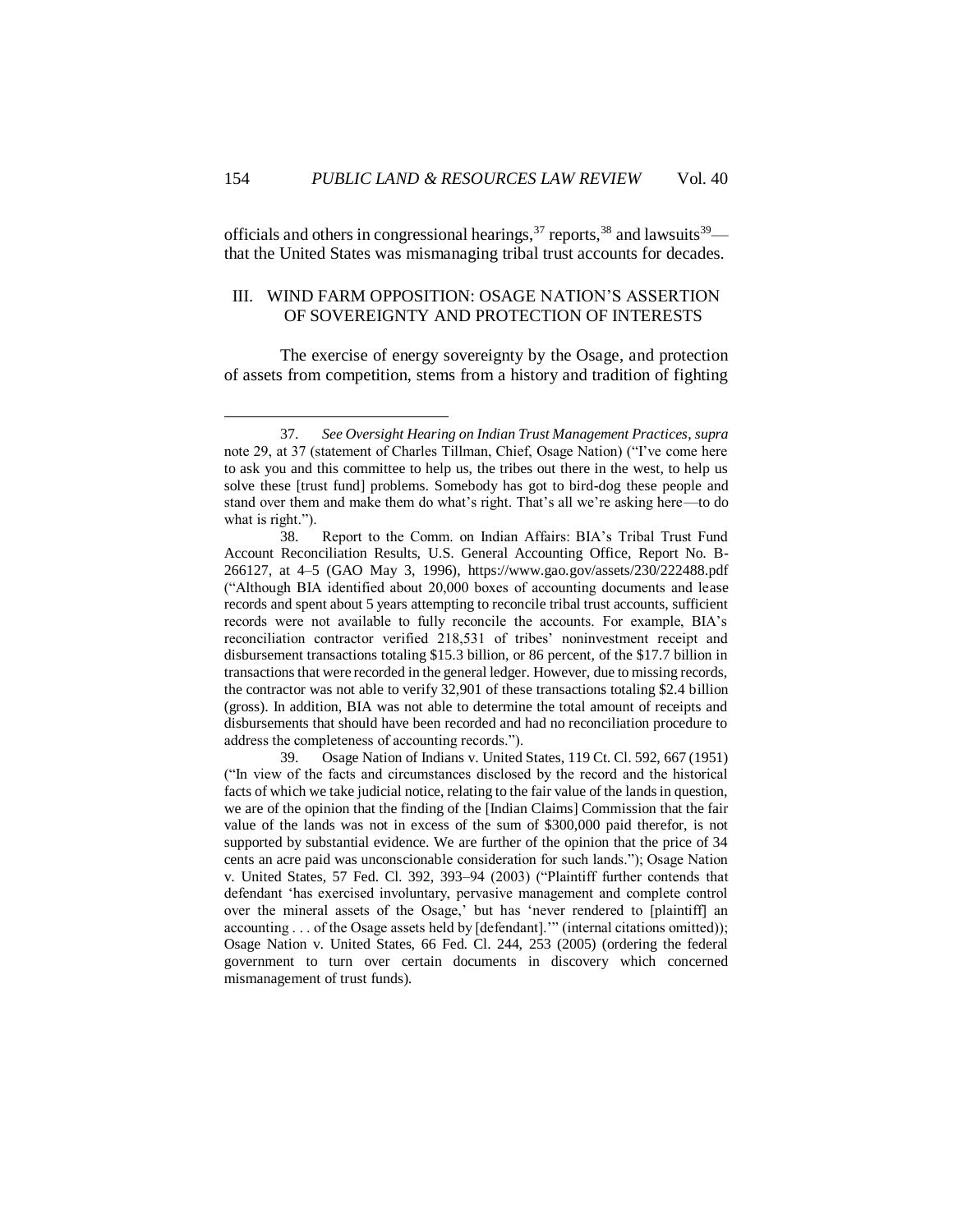officials and others in congressional hearings,[37] reports,[38] and lawsuits[39]—that the United States was mismanaging tribal trust accounts for decades.

## III. WIND FARM OPPOSITION: OSAGE NATION'S ASSERTION OF SOVEREIGNTY AND PROTECTION OF INTERESTS

The exercise of energy sovereignty by the Osage, and protection of assets from competition, stems from a history and tradition of fighting

---

37. *See Oversight Hearing on Indian Trust Management Practices*, *supra* note 29, at 37 (statement of Charles Tillman, Chief, Osage Nation) ("I've come here to ask you and this committee to help us, the tribes out there in the west, to help us solve these [trust fund] problems. Somebody has got to bird-dog these people and stand over them and make them do what's right. That's all we're asking here—to do what is right.").

38. Report to the Comm. on Indian Affairs: BIA's Tribal Trust Fund Account Reconciliation Results, U.S. General Accounting Office, Report No. B-266127, at 4–5 (GAO May 3, 1996), https://www.gao.gov/assets/230/222488.pdf ("Although BIA identified about 20,000 boxes of accounting documents and lease records and spent about 5 years attempting to reconcile tribal trust accounts, sufficient records were not available to fully reconcile the accounts. For example, BIA's reconciliation contractor verified 218,531 of tribes' noninvestment receipt and disbursement transactions totaling $15.3 billion, or 86 percent, of the $17.7 billion in transactions that were recorded in the general ledger. However, due to missing records, the contractor was not able to verify 32,901 of these transactions totaling $2.4 billion (gross). In addition, BIA was not able to determine the total amount of receipts and disbursements that should have been recorded and had no reconciliation procedure to address the completeness of accounting records.").

39. Osage Nation of Indians v. United States, 119 Ct. Cl. 592, 667 (1951) ("In view of the facts and circumstances disclosed by the record and the historical facts of which we take judicial notice, relating to the fair value of the lands in question, we are of the opinion that the finding of the [Indian Claims] Commission that the fair value of the lands was not in excess of the sum of $300,000 paid therefor, is not supported by substantial evidence. We are further of the opinion that the price of 34 cents an acre paid was unconscionable consideration for such lands."); Osage Nation v. United States, 57 Fed. Cl. 392, 393–94 (2003) ("Plaintiff further contends that defendant 'has exercised involuntary, pervasive management and complete control over the mineral assets of the Osage,' but has 'never rendered to [plaintiff] an accounting . . . of the Osage assets held by [defendant].'" (internal citations omitted)); Osage Nation v. United States, 66 Fed. Cl. 244, 253 (2005) (ordering the federal government to turn over certain documents in discovery which concerned mismanagement of trust funds).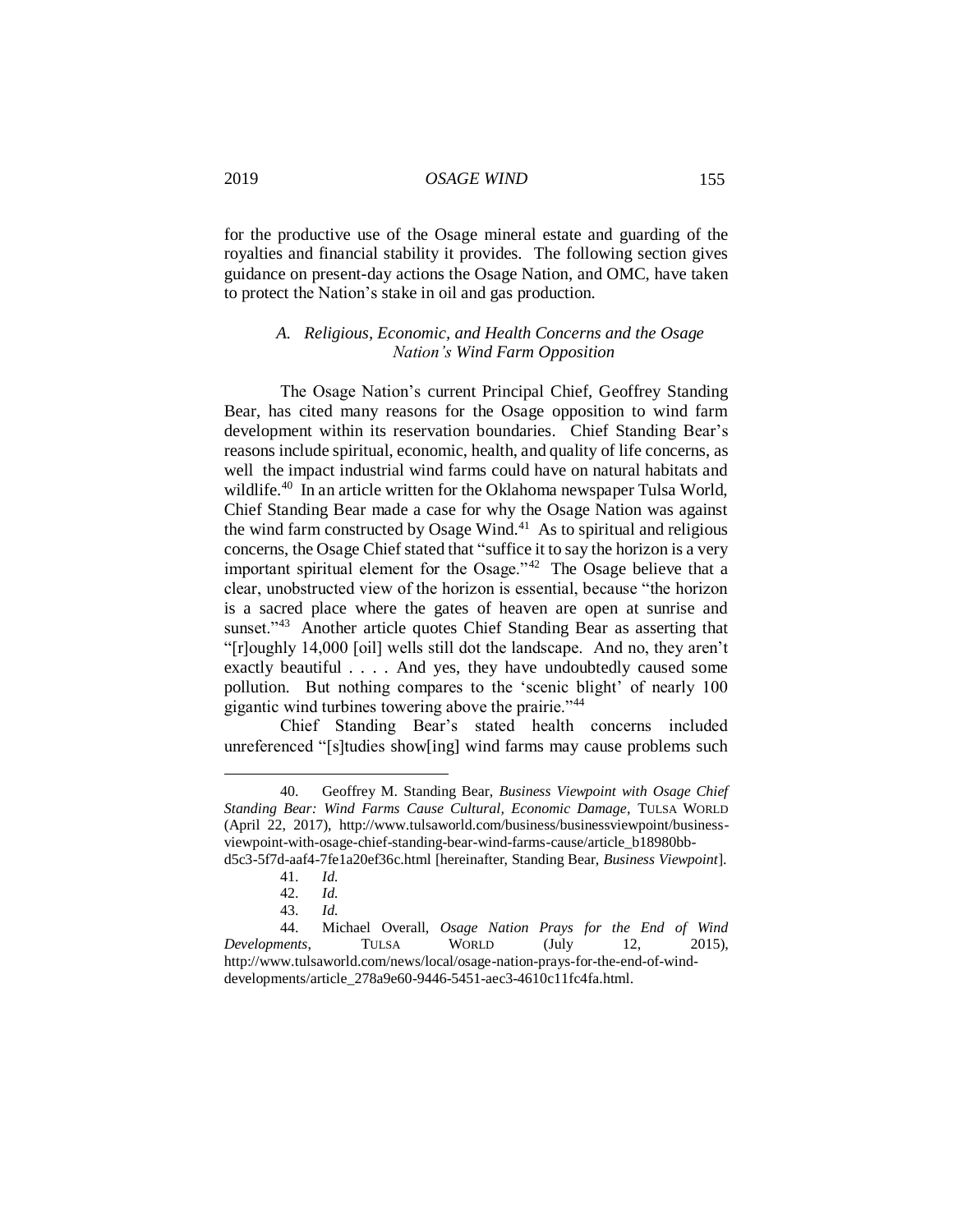for the productive use of the Osage mineral estate and guarding of the royalties and financial stability it provides. The following section gives guidance on present-day actions the Osage Nation, and OMC, have taken to protect the Nation's stake in oil and gas production.

### *A. Religious, Economic, and Health Concerns and the Osage Nation's Wind Farm Opposition*

The Osage Nation's current Principal Chief, Geoffrey Standing Bear, has cited many reasons for the Osage opposition to wind farm development within its reservation boundaries. Chief Standing Bear's reasons include spiritual, economic, health, and quality of life concerns, as well the impact industrial wind farms could have on natural habitats and wildlife.[40] In an article written for the Oklahoma newspaper Tulsa World, Chief Standing Bear made a case for why the Osage Nation was against the wind farm constructed by Osage Wind.[41] As to spiritual and religious concerns, the Osage Chief stated that "suffice it to say the horizon is a very important spiritual element for the Osage."[42] The Osage believe that a clear, unobstructed view of the horizon is essential, because "the horizon is a sacred place where the gates of heaven are open at sunrise and sunset."[43] Another article quotes Chief Standing Bear as asserting that "[r]oughly 14,000 [oil] wells still dot the landscape. And no, they aren't exactly beautiful . . . . And yes, they have undoubtedly caused some pollution. But nothing compares to the 'scenic blight' of nearly 100 gigantic wind turbines towering above the prairie."[44]

Chief Standing Bear's stated health concerns included unreferenced "[s]tudies show[ing] wind farms may cause problems such

---

40. Geoffrey M. Standing Bear, *Business Viewpoint with Osage Chief Standing Bear: Wind Farms Cause Cultural, Economic Damage*, TULSA WORLD (April 22, 2017), http://www.tulsaworld.com/business/businessviewpoint/business-viewpoint-with-osage-chief-standing-bear-wind-farms-cause/article_b18980bb-d5c3-5f7d-aaf4-7fe1a20ef36c.html [hereinafter, Standing Bear, *Business Viewpoint*].

41. *Id.*

42. *Id.*

43. *Id.*

44. Michael Overall, *Osage Nation Prays for the End of Wind Developments*, TULSA WORLD (July 12, 2015), http://www.tulsaworld.com/news/local/osage-nation-prays-for-the-end-of-wind-developments/article_278a9e60-9446-5451-aec3-4610c11fc4fa.html.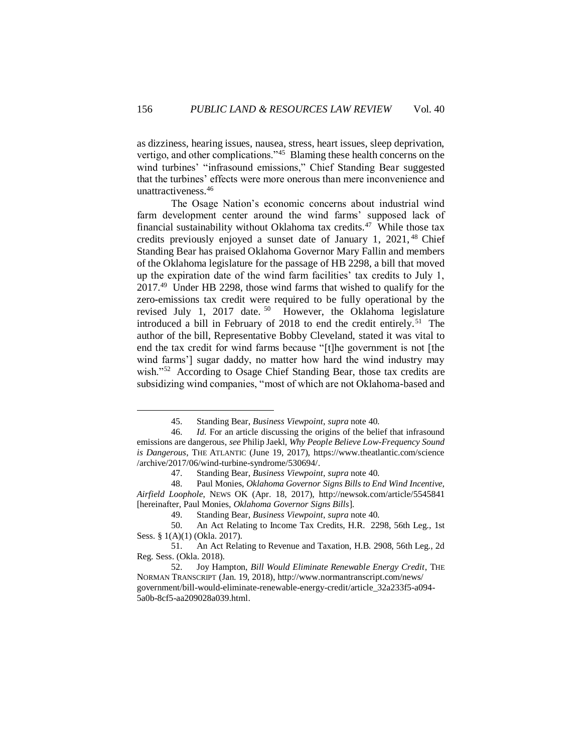as dizziness, hearing issues, nausea, stress, heart issues, sleep deprivation, vertigo, and other complications."[45] Blaming these health concerns on the wind turbines' "infrasound emissions," Chief Standing Bear suggested that the turbines' effects were more onerous than mere inconvenience and unattractiveness.[46]

The Osage Nation's economic concerns about industrial wind farm development center around the wind farms' supposed lack of financial sustainability without Oklahoma tax credits.[47] While those tax credits previously enjoyed a sunset date of January 1, 2021,[48] Chief Standing Bear has praised Oklahoma Governor Mary Fallin and members of the Oklahoma legislature for the passage of HB 2298, a bill that moved up the expiration date of the wind farm facilities' tax credits to July 1, 2017.[49] Under HB 2298, those wind farms that wished to qualify for the zero-emissions tax credit were required to be fully operational by the revised July 1, 2017 date.[50] However, the Oklahoma legislature introduced a bill in February of 2018 to end the credit entirely.[51] The author of the bill, Representative Bobby Cleveland, stated it was vital to end the tax credit for wind farms because "[t]he government is not [the wind farms'] sugar daddy, no matter how hard the wind industry may wish."[52] According to Osage Chief Standing Bear, those tax credits are subsidizing wind companies, "most of which are not Oklahoma-based and

---

45. Standing Bear, *Business Viewpoint*, *supra* note 40.

46. *Id.* For an article discussing the origins of the belief that infrasound emissions are dangerous, *see* Philip Jaekl, *Why People Believe Low-Frequency Sound is Dangerous*, THE ATLANTIC (June 19, 2017), https://www.theatlantic.com/science/archive/2017/06/wind-turbine-syndrome/530694/.

47. Standing Bear, *Business Viewpoint*, *supra* note 40.

48. Paul Monies, *Oklahoma Governor Signs Bills to End Wind Incentive, Airfield Loophole*, NEWS OK (Apr. 18, 2017), http://newsok.com/article/5545841 [hereinafter, Paul Monies, *Oklahoma Governor Signs Bills*].

49. Standing Bear, *Business Viewpoint*, *supra* note 40.

50. An Act Relating to Income Tax Credits, H.R. 2298, 56th Leg., 1st Sess. § 1(A)(1) (Okla. 2017).

51. An Act Relating to Revenue and Taxation, H.B. 2908, 56th Leg., 2d Reg. Sess. (Okla. 2018).

52. Joy Hampton, *Bill Would Eliminate Renewable Energy Credit*, THE NORMAN TRANSCRIPT (Jan. 19, 2018), http://www.normantranscript.com/news/government/bill-would-eliminate-renewable-energy-credit/article_32a233f5-a094-5a0b-8cf5-aa209028a039.html.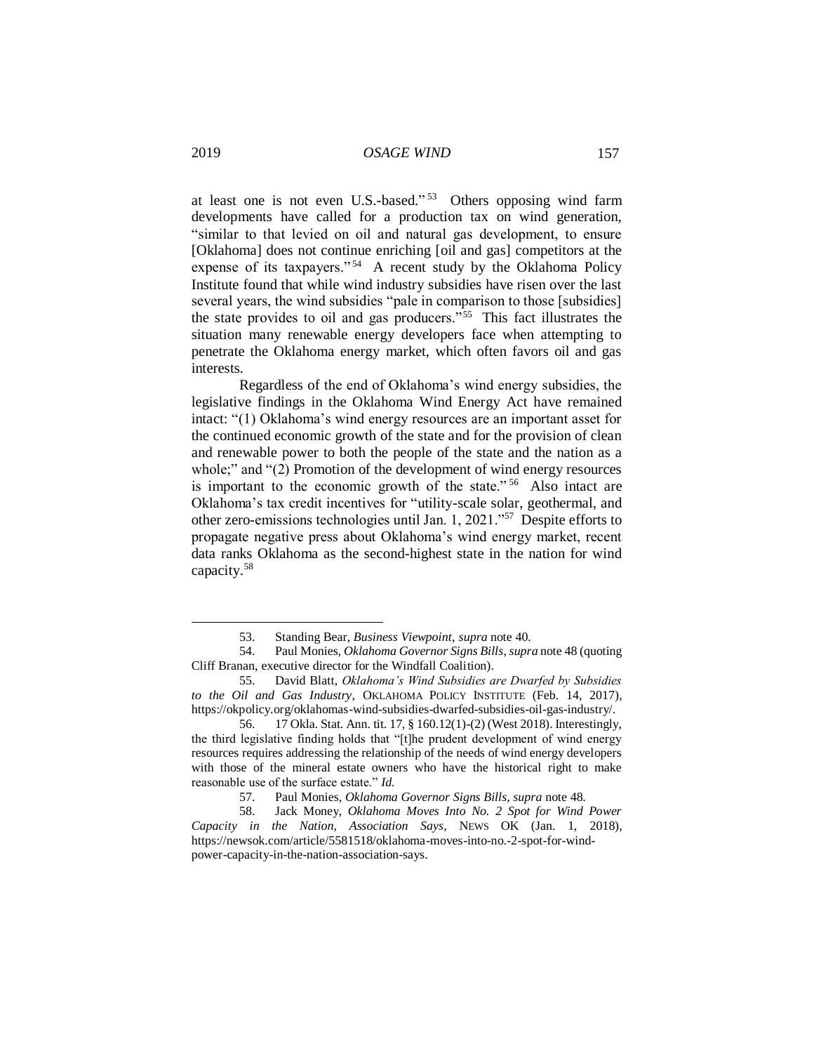at least one is not even U.S.-based."[53] Others opposing wind farm developments have called for a production tax on wind generation, "similar to that levied on oil and natural gas development, to ensure [Oklahoma] does not continue enriching [oil and gas] competitors at the expense of its taxpayers."[54] A recent study by the Oklahoma Policy Institute found that while wind industry subsidies have risen over the last several years, the wind subsidies "pale in comparison to those [subsidies] the state provides to oil and gas producers."[55] This fact illustrates the situation many renewable energy developers face when attempting to penetrate the Oklahoma energy market, which often favors oil and gas interests.

Regardless of the end of Oklahoma's wind energy subsidies, the legislative findings in the Oklahoma Wind Energy Act have remained intact: "(1) Oklahoma's wind energy resources are an important asset for the continued economic growth of the state and for the provision of clean and renewable power to both the people of the state and the nation as a whole;" and "(2) Promotion of the development of wind energy resources is important to the economic growth of the state."[56] Also intact are Oklahoma's tax credit incentives for "utility-scale solar, geothermal, and other zero-emissions technologies until Jan. 1, 2021."[57] Despite efforts to propagate negative press about Oklahoma's wind energy market, recent data ranks Oklahoma as the second-highest state in the nation for wind capacity.[58]

---

53. Standing Bear, *Business Viewpoint*, *supra* note 40.

54. Paul Monies, *Oklahoma Governor Signs Bills*, *supra* note 48 (quoting Cliff Branan, executive director for the Windfall Coalition).

55. David Blatt, *Oklahoma's Wind Subsidies are Dwarfed by Subsidies to the Oil and Gas Industry*, OKLAHOMA POLICY INSTITUTE (Feb. 14, 2017), https://okpolicy.org/oklahomas-wind-subsidies-dwarfed-subsidies-oil-gas-industry/.

56. 17 Okla. Stat. Ann. tit. 17, § 160.12(1)-(2) (West 2018). Interestingly, the third legislative finding holds that "[t]he prudent development of wind energy resources requires addressing the relationship of the needs of wind energy developers with those of the mineral estate owners who have the historical right to make reasonable use of the surface estate." *Id.*

57. Paul Monies, *Oklahoma Governor Signs Bills*, *supra* note 48.

58. Jack Money, *Oklahoma Moves Into No. 2 Spot for Wind Power Capacity in the Nation, Association Says*, NEWS OK (Jan. 1, 2018), https://newsok.com/article/5581518/oklahoma-moves-into-no.-2-spot-for-wind-power-capacity-in-the-nation-association-says.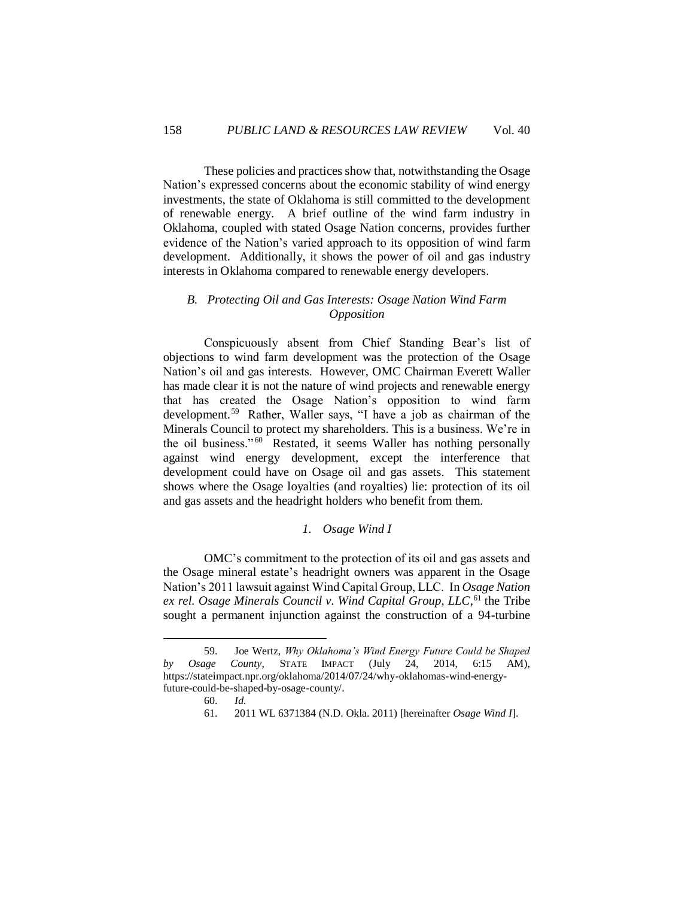These policies and practices show that, notwithstanding the Osage Nation's expressed concerns about the economic stability of wind energy investments, the state of Oklahoma is still committed to the development of renewable energy. A brief outline of the wind farm industry in Oklahoma, coupled with stated Osage Nation concerns, provides further evidence of the Nation's varied approach to its opposition of wind farm development. Additionally, it shows the power of oil and gas industry interests in Oklahoma compared to renewable energy developers.

### *B. Protecting Oil and Gas Interests: Osage Nation Wind Farm Opposition*

Conspicuously absent from Chief Standing Bear's list of objections to wind farm development was the protection of the Osage Nation's oil and gas interests. However, OMC Chairman Everett Waller has made clear it is not the nature of wind projects and renewable energy that has created the Osage Nation's opposition to wind farm development.[59] Rather, Waller says, "I have a job as chairman of the Minerals Council to protect my shareholders. This is a business. We're in the oil business."[60] Restated, it seems Waller has nothing personally against wind energy development, except the interference that development could have on Osage oil and gas assets. This statement shows where the Osage loyalties (and royalties) lie: protection of its oil and gas assets and the headright holders who benefit from them.

#### *1. Osage Wind I*

OMC's commitment to the protection of its oil and gas assets and the Osage mineral estate's headright owners was apparent in the Osage Nation's 2011 lawsuit against Wind Capital Group, LLC. In *Osage Nation ex rel. Osage Minerals Council v. Wind Capital Group, LLC*,[61] the Tribe sought a permanent injunction against the construction of a 94-turbine

---

59. Joe Wertz, *Why Oklahoma's Wind Energy Future Could be Shaped by Osage County*, STATE IMPACT (July 24, 2014, 6:15 AM), https://stateimpact.npr.org/oklahoma/2014/07/24/why-oklahomas-wind-energy-future-could-be-shaped-by-osage-county/.

60. *Id.*

61. 2011 WL 6371384 (N.D. Okla. 2011) [hereinafter *Osage Wind I*].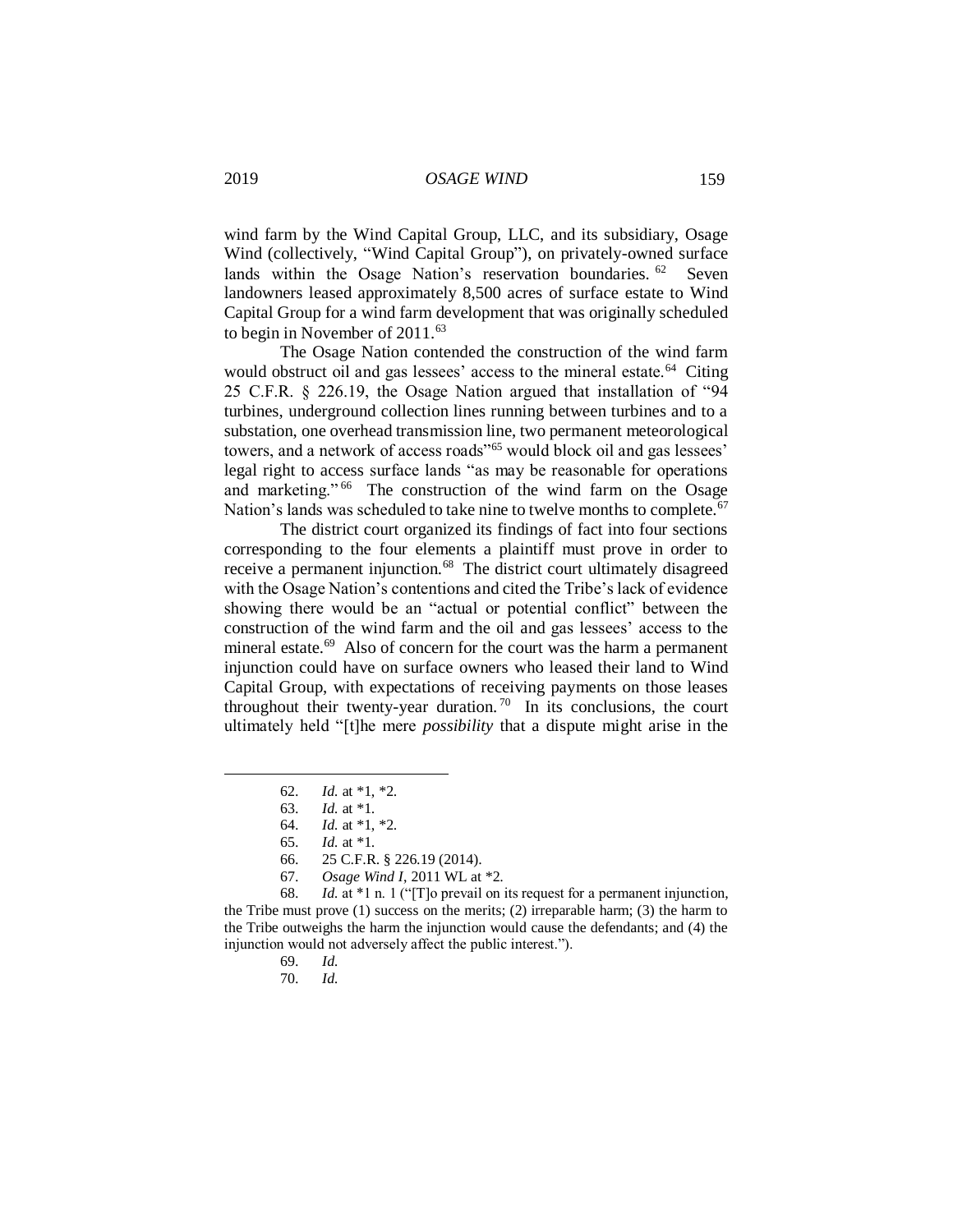wind farm by the Wind Capital Group, LLC, and its subsidiary, Osage Wind (collectively, "Wind Capital Group"), on privately-owned surface lands within the Osage Nation's reservation boundaries.[62] Seven landowners leased approximately 8,500 acres of surface estate to Wind Capital Group for a wind farm development that was originally scheduled to begin in November of 2011.[63]

The Osage Nation contended the construction of the wind farm would obstruct oil and gas lessees' access to the mineral estate.[64] Citing 25 C.F.R. § 226.19, the Osage Nation argued that installation of "94 turbines, underground collection lines running between turbines and to a substation, one overhead transmission line, two permanent meteorological towers, and a network of access roads"[65] would block oil and gas lessees' legal right to access surface lands "as may be reasonable for operations and marketing."[66] The construction of the wind farm on the Osage Nation's lands was scheduled to take nine to twelve months to complete.[67]

The district court organized its findings of fact into four sections corresponding to the four elements a plaintiff must prove in order to receive a permanent injunction.[68] The district court ultimately disagreed with the Osage Nation's contentions and cited the Tribe's lack of evidence showing there would be an "actual or potential conflict" between the construction of the wind farm and the oil and gas lessees' access to the mineral estate.[69] Also of concern for the court was the harm a permanent injunction could have on surface owners who leased their land to Wind Capital Group, with expectations of receiving payments on those leases throughout their twenty-year duration.[70] In its conclusions, the court ultimately held "[t]he mere *possibility* that a dispute might arise in the

---

62. *Id.* at *1, *2.

63. *Id.* at *1.

64. *Id.* at *1, *2.

65. *Id.* at *1.

66. 25 C.F.R. § 226.19 (2014).

67. *Osage Wind I*, 2011 WL at *2.

68. *Id.* at *1 n. 1 ("[T]o prevail on its request for a permanent injunction, the Tribe must prove (1) success on the merits; (2) irreparable harm; (3) the harm to the Tribe outweighs the harm the injunction would cause the defendants; and (4) the injunction would not adversely affect the public interest.").

69. *Id.*

70. *Id.*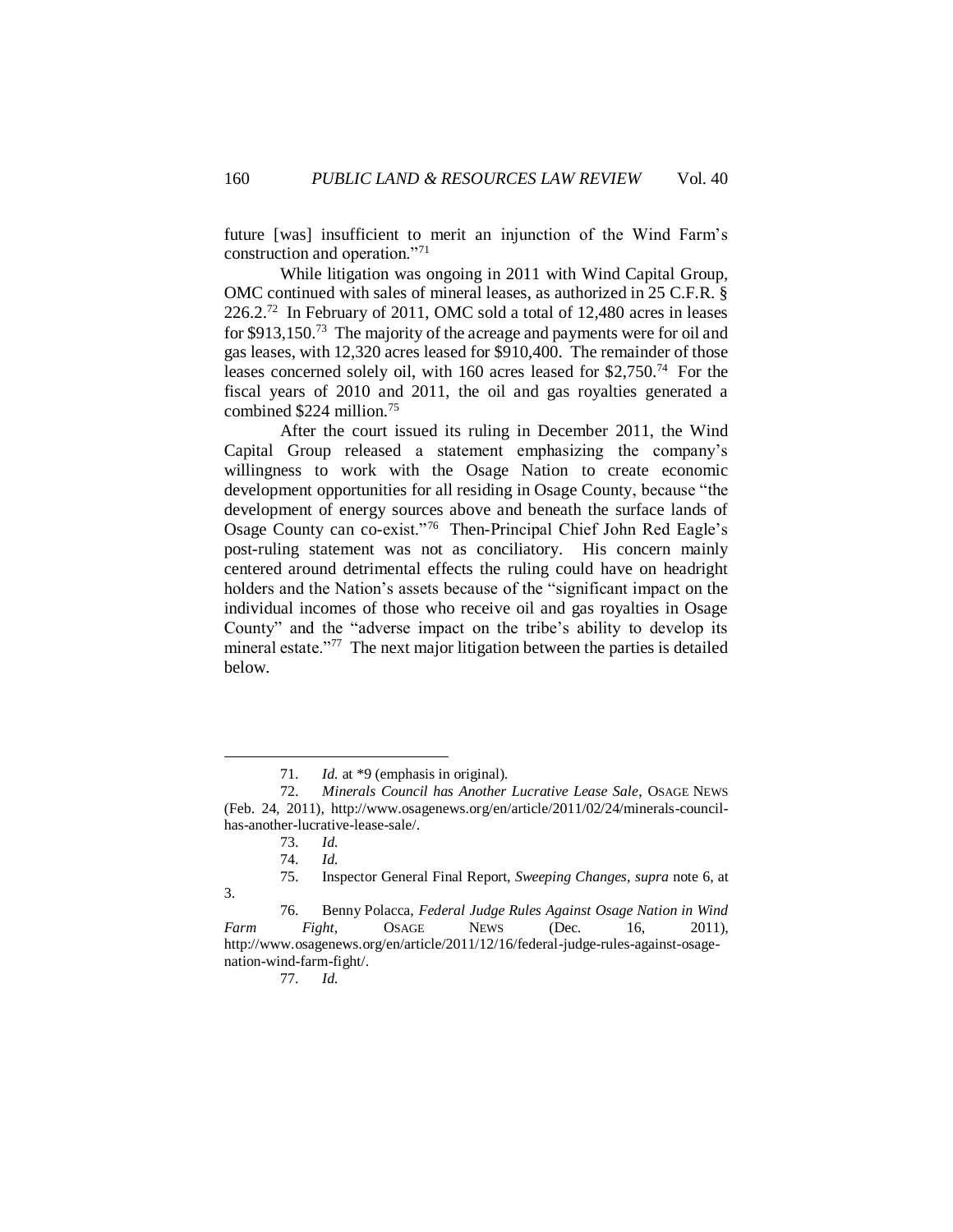future [was] insufficient to merit an injunction of the Wind Farm's construction and operation."[71]

While litigation was ongoing in 2011 with Wind Capital Group, OMC continued with sales of mineral leases, as authorized in 25 C.F.R. § 226.2.[72] In February of 2011, OMC sold a total of 12,480 acres in leases for $913,150.[73] The majority of the acreage and payments were for oil and gas leases, with 12,320 acres leased for $910,400. The remainder of those leases concerned solely oil, with 160 acres leased for $2,750.[74] For the fiscal years of 2010 and 2011, the oil and gas royalties generated a combined $224 million.[75]

After the court issued its ruling in December 2011, the Wind Capital Group released a statement emphasizing the company's willingness to work with the Osage Nation to create economic development opportunities for all residing in Osage County, because "the development of energy sources above and beneath the surface lands of Osage County can co-exist."[76] Then-Principal Chief John Red Eagle's post-ruling statement was not as conciliatory. His concern mainly centered around detrimental effects the ruling could have on headright holders and the Nation's assets because of the "significant impact on the individual incomes of those who receive oil and gas royalties in Osage County" and the "adverse impact on the tribe's ability to develop its mineral estate."[77] The next major litigation between the parties is detailed below.

---

71. *Id.* at *9 (emphasis in original).

72. *Minerals Council has Another Lucrative Lease Sale*, OSAGE NEWS (Feb. 24, 2011), http://www.osagenews.org/en/article/2011/02/24/minerals-council-has-another-lucrative-lease-sale/.

73. *Id.*

74. *Id.*

75. Inspector General Final Report, *Sweeping Changes*, *supra* note 6, at 3.

76. Benny Polacca, *Federal Judge Rules Against Osage Nation in Wind Farm Fight*, OSAGE NEWS (Dec. 16, 2011), http://www.osagenews.org/en/article/2011/12/16/federal-judge-rules-against-osage-nation-wind-farm-fight/.

77. *Id.*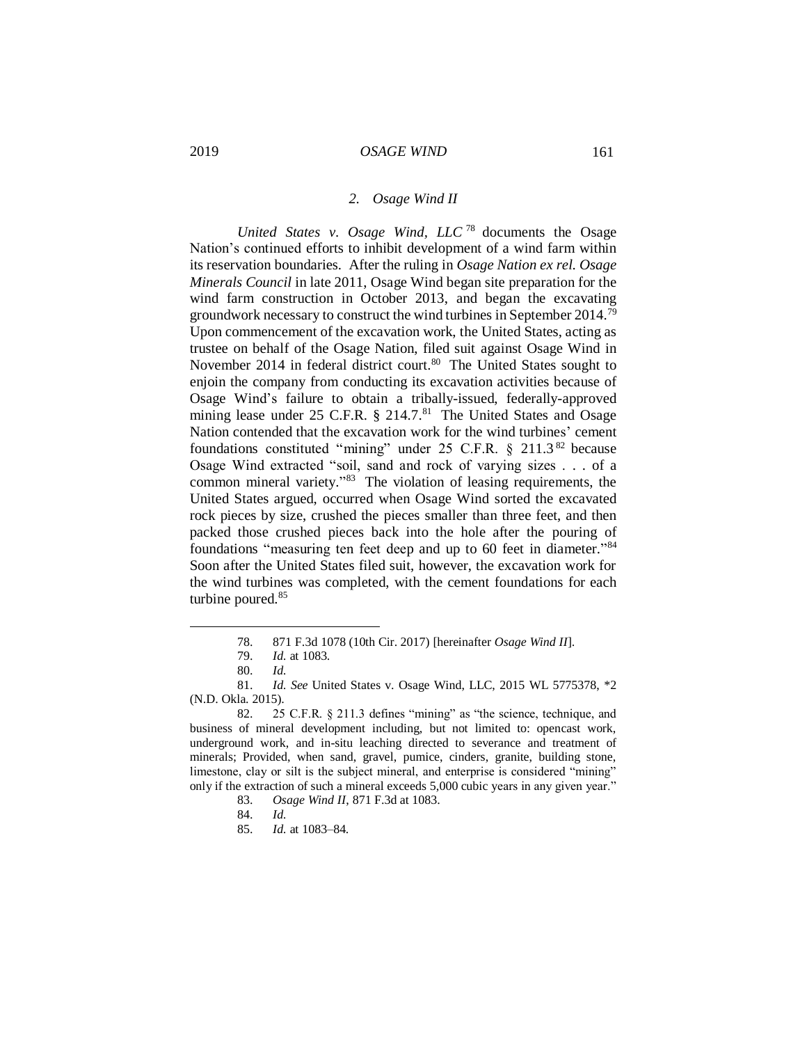### 2. *Osage Wind II*

*United States v. Osage Wind, LLC*[78] documents the Osage Nation's continued efforts to inhibit development of a wind farm within its reservation boundaries. After the ruling in *Osage Nation ex rel. Osage Minerals Council* in late 2011, Osage Wind began site preparation for the wind farm construction in October 2013, and began the excavating groundwork necessary to construct the wind turbines in September 2014.[79] Upon commencement of the excavation work, the United States, acting as trustee on behalf of the Osage Nation, filed suit against Osage Wind in November 2014 in federal district court.[80] The United States sought to enjoin the company from conducting its excavation activities because of Osage Wind's failure to obtain a tribally-issued, federally-approved mining lease under 25 C.F.R. § 214.7.[81] The United States and Osage Nation contended that the excavation work for the wind turbines' cement foundations constituted "mining" under 25 C.F.R. § 211.3[82] because Osage Wind extracted "soil, sand and rock of varying sizes . . . of a common mineral variety."[83] The violation of leasing requirements, the United States argued, occurred when Osage Wind sorted the excavated rock pieces by size, crushed the pieces smaller than three feet, and then packed those crushed pieces back into the hole after the pouring of foundations "measuring ten feet deep and up to 60 feet in diameter."[84] Soon after the United States filed suit, however, the excavation work for the wind turbines was completed, with the cement foundations for each turbine poured.[85]

---

78. 871 F.3d 1078 (10th Cir. 2017) [hereinafter *Osage Wind II*].

79. *Id.* at 1083.

80. *Id.*

81. *Id. See* United States v. Osage Wind, LLC, 2015 WL 5775378, *2 (N.D. Okla. 2015).

82. 25 C.F.R. § 211.3 defines "mining" as "the science, technique, and business of mineral development including, but not limited to: opencast work, underground work, and in-situ leaching directed to severance and treatment of minerals; Provided, when sand, gravel, pumice, cinders, granite, building stone, limestone, clay or silt is the subject mineral, and enterprise is considered "mining" only if the extraction of such a mineral exceeds 5,000 cubic years in any given year."

83. *Osage Wind II*, 871 F.3d at 1083.

84. *Id.*

85. *Id.* at 1083–84.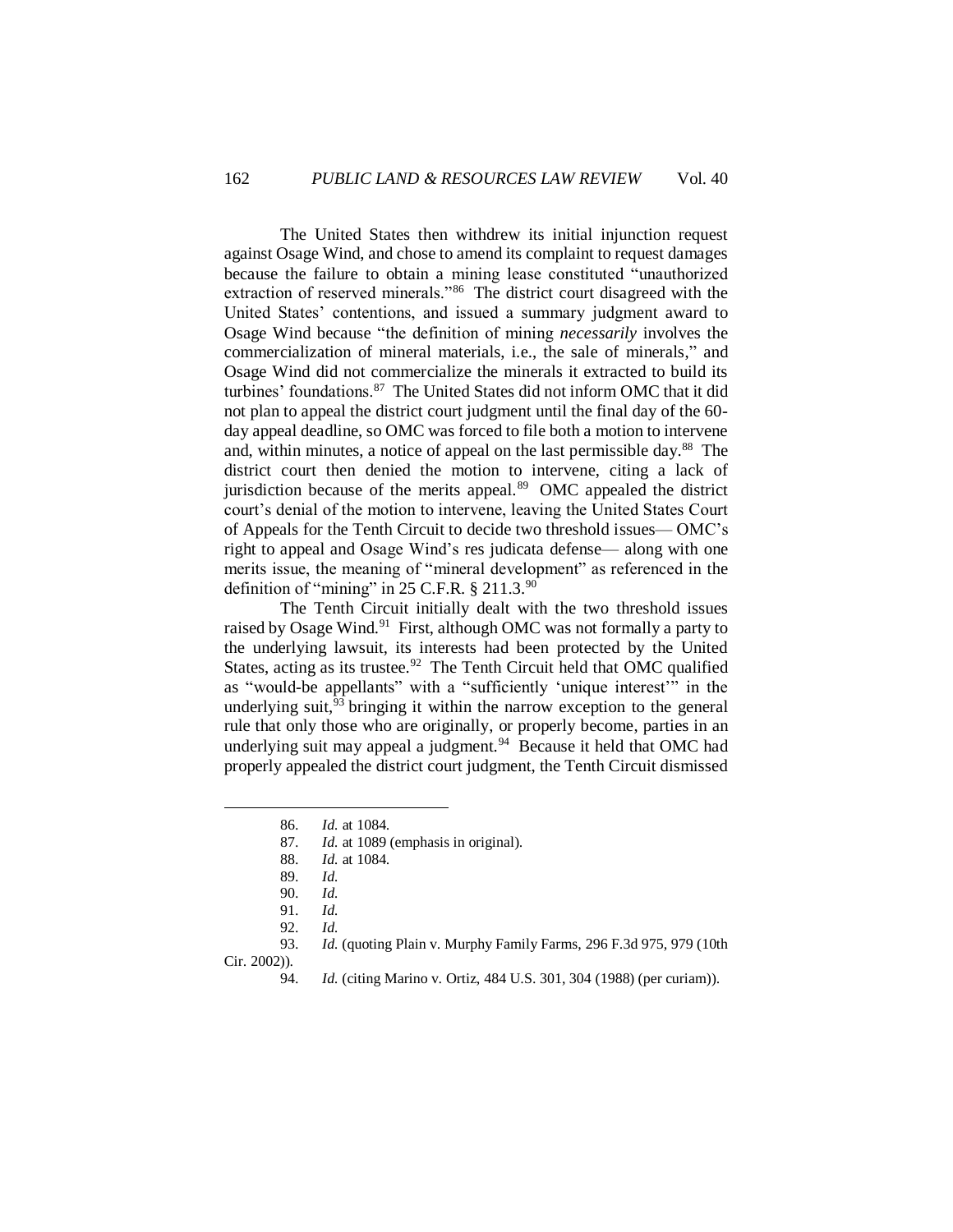The United States then withdrew its initial injunction request against Osage Wind, and chose to amend its complaint to request damages because the failure to obtain a mining lease constituted "unauthorized extraction of reserved minerals."[86] The district court disagreed with the United States' contentions, and issued a summary judgment award to Osage Wind because "the definition of mining *necessarily* involves the commercialization of mineral materials, i.e., the sale of minerals," and Osage Wind did not commercialize the minerals it extracted to build its turbines' foundations.[87] The United States did not inform OMC that it did not plan to appeal the district court judgment until the final day of the 60-day appeal deadline, so OMC was forced to file both a motion to intervene and, within minutes, a notice of appeal on the last permissible day.[88] The district court then denied the motion to intervene, citing a lack of jurisdiction because of the merits appeal.[89] OMC appealed the district court's denial of the motion to intervene, leaving the United States Court of Appeals for the Tenth Circuit to decide two threshold issues— OMC's right to appeal and Osage Wind's res judicata defense— along with one merits issue, the meaning of "mineral development" as referenced in the definition of "mining" in 25 C.F.R. § 211.3.[90]

The Tenth Circuit initially dealt with the two threshold issues raised by Osage Wind.[91] First, although OMC was not formally a party to the underlying lawsuit, its interests had been protected by the United States, acting as its trustee.[92] The Tenth Circuit held that OMC qualified as "would-be appellants" with a "sufficiently 'unique interest'" in the underlying suit,[93] bringing it within the narrow exception to the general rule that only those who are originally, or properly become, parties in an underlying suit may appeal a judgment.[94] Because it held that OMC had properly appealed the district court judgment, the Tenth Circuit dismissed

---

86. *Id.* at 1084.

87. *Id.* at 1089 (emphasis in original).

88. *Id.* at 1084.

89. *Id.*

90. *Id.*

91. *Id.*

92. *Id.*

93. *Id.* (quoting Plain v. Murphy Family Farms, 296 F.3d 975, 979 (10th Cir. 2002)).

94. *Id.* (citing Marino v. Ortiz, 484 U.S. 301, 304 (1988) (per curiam)).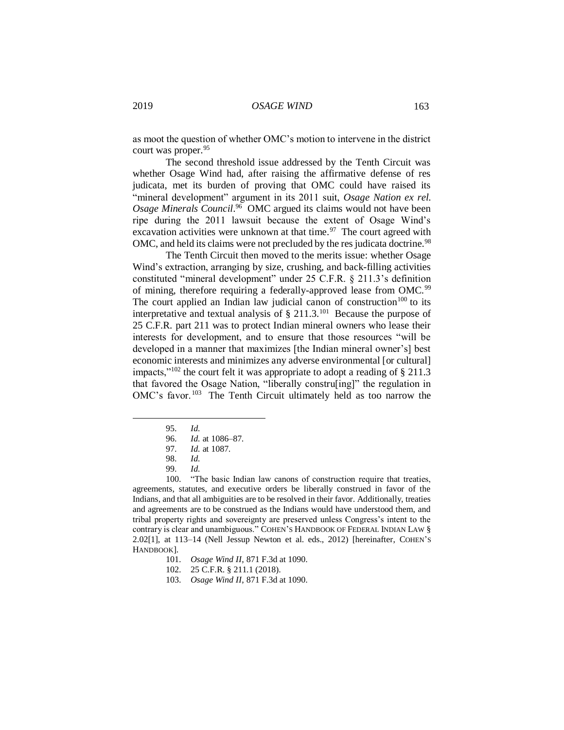as moot the question of whether OMC's motion to intervene in the district court was proper.[95]

The second threshold issue addressed by the Tenth Circuit was whether Osage Wind had, after raising the affirmative defense of res judicata, met its burden of proving that OMC could have raised its "mineral development" argument in its 2011 suit, *Osage Nation ex rel. Osage Minerals Council*.[96] OMC argued its claims would not have been ripe during the 2011 lawsuit because the extent of Osage Wind's excavation activities were unknown at that time.[97] The court agreed with OMC, and held its claims were not precluded by the res judicata doctrine.[98]

The Tenth Circuit then moved to the merits issue: whether Osage Wind's extraction, arranging by size, crushing, and back-filling activities constituted "mineral development" under 25 C.F.R. § 211.3's definition of mining, therefore requiring a federally-approved lease from OMC.[99] The court applied an Indian law judicial canon of construction[100] to its interpretative and textual analysis of § 211.3.[101] Because the purpose of 25 C.F.R. part 211 was to protect Indian mineral owners who lease their interests for development, and to ensure that those resources "will be developed in a manner that maximizes [the Indian mineral owner's] best economic interests and minimizes any adverse environmental [or cultural] impacts,"[102] the court felt it was appropriate to adopt a reading of § 211.3 that favored the Osage Nation, "liberally constru[ing]" the regulation in OMC's favor.[103] The Tenth Circuit ultimately held as too narrow the

---

95. *Id.*

96. *Id.* at 1086–87.

97. *Id.* at 1087.

98. *Id.*

99. *Id.*

100. "The basic Indian law canons of construction require that treaties, agreements, statutes, and executive orders be liberally construed in favor of the Indians, and that all ambiguities are to be resolved in their favor. Additionally, treaties and agreements are to be construed as the Indians would have understood them, and tribal property rights and sovereignty are preserved unless Congress's intent to the contrary is clear and unambiguous." COHEN'S HANDBOOK OF FEDERAL INDIAN LAW § 2.02[1], at 113–14 (Nell Jessup Newton et al. eds., 2012) [hereinafter, COHEN'S HANDBOOK].

101. *Osage Wind II*, 871 F.3d at 1090.

102. 25 C.F.R. § 211.1 (2018).

103. *Osage Wind II*, 871 F.3d at 1090.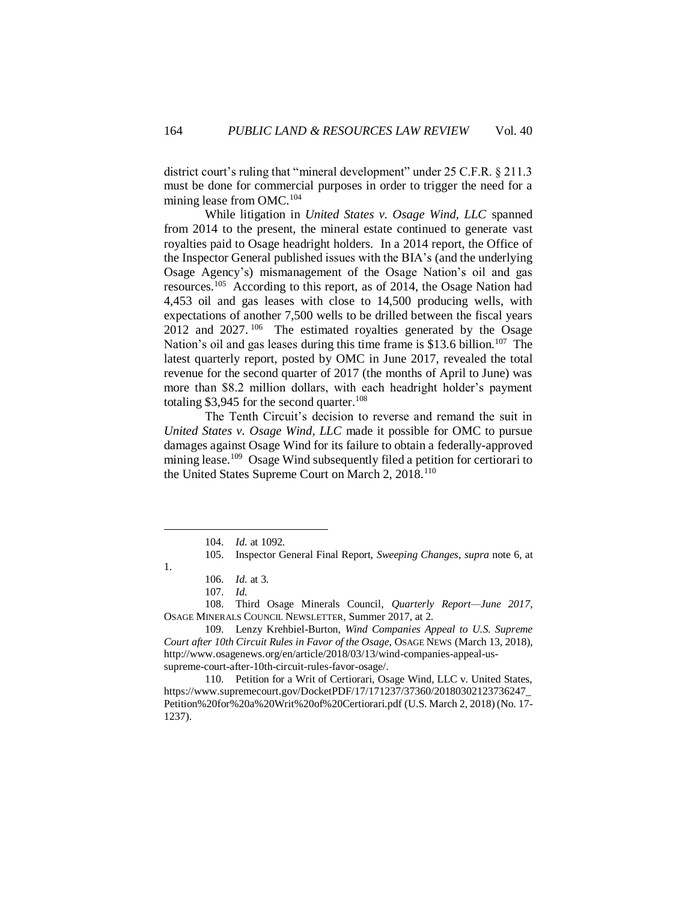district court's ruling that "mineral development" under 25 C.F.R. § 211.3 must be done for commercial purposes in order to trigger the need for a mining lease from OMC.[104]

While litigation in *United States v. Osage Wind, LLC* spanned from 2014 to the present, the mineral estate continued to generate vast royalties paid to Osage headright holders. In a 2014 report, the Office of the Inspector General published issues with the BIA's (and the underlying Osage Agency's) mismanagement of the Osage Nation's oil and gas resources.[105] According to this report, as of 2014, the Osage Nation had 4,453 oil and gas leases with close to 14,500 producing wells, with expectations of another 7,500 wells to be drilled between the fiscal years 2012 and 2027.[106] The estimated royalties generated by the Osage Nation's oil and gas leases during this time frame is $13.6 billion.[107] The latest quarterly report, posted by OMC in June 2017, revealed the total revenue for the second quarter of 2017 (the months of April to June) was more than $8.2 million dollars, with each headright holder's payment totaling $3,945 for the second quarter.[108]

The Tenth Circuit's decision to reverse and remand the suit in *United States v. Osage Wind, LLC* made it possible for OMC to pursue damages against Osage Wind for its failure to obtain a federally-approved mining lease.[109] Osage Wind subsequently filed a petition for certiorari to the United States Supreme Court on March 2, 2018.[110]

---

104. *Id.* at 1092.

105. Inspector General Final Report, *Sweeping Changes*, *supra* note 6, at 1.

106. *Id.* at 3.

107. *Id.*

108. Third Osage Minerals Council, *Quarterly Report—June 2017*, OSAGE MINERALS COUNCIL NEWSLETTER, Summer 2017, at 2.

109. Lenzy Krehbiel-Burton, *Wind Companies Appeal to U.S. Supreme Court after 10th Circuit Rules in Favor of the Osage*, OSAGE NEWS (March 13, 2018), http://www.osagenews.org/en/article/2018/03/13/wind-companies-appeal-us-supreme-court-after-10th-circuit-rules-favor-osage/.

110. Petition for a Writ of Certiorari, Osage Wind, LLC v. United States, https://www.supremecourt.gov/DocketPDF/17/171237/37360/20180302123736247_Petition%20for%20a%20Writ%20of%20Certiorari.pdf (U.S. March 2, 2018) (No. 17-1237).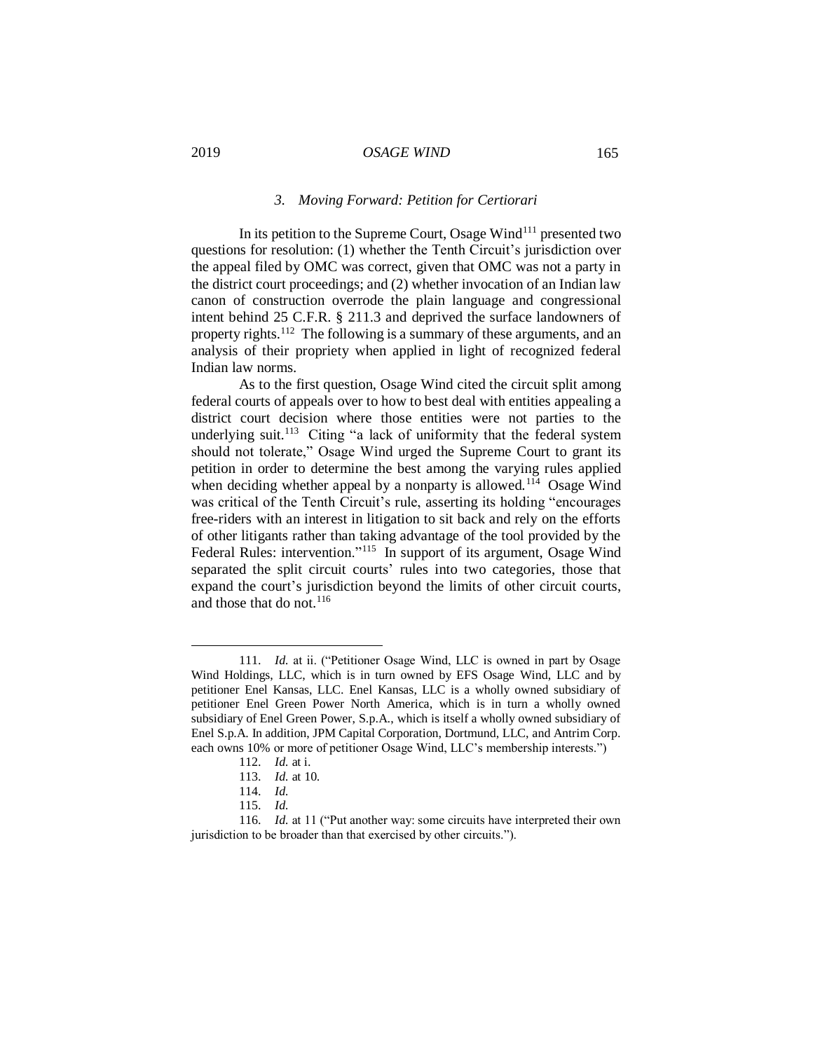### *3. Moving Forward: Petition for Certiorari*

In its petition to the Supreme Court, Osage Wind[111] presented two questions for resolution: (1) whether the Tenth Circuit's jurisdiction over the appeal filed by OMC was correct, given that OMC was not a party in the district court proceedings; and (2) whether invocation of an Indian law canon of construction overrode the plain language and congressional intent behind 25 C.F.R. § 211.3 and deprived the surface landowners of property rights.[112] The following is a summary of these arguments, and an analysis of their propriety when applied in light of recognized federal Indian law norms.

As to the first question, Osage Wind cited the circuit split among federal courts of appeals over to how to best deal with entities appealing a district court decision where those entities were not parties to the underlying suit.[113] Citing "a lack of uniformity that the federal system should not tolerate," Osage Wind urged the Supreme Court to grant its petition in order to determine the best among the varying rules applied when deciding whether appeal by a nonparty is allowed.[114] Osage Wind was critical of the Tenth Circuit's rule, asserting its holding "encourages free-riders with an interest in litigation to sit back and rely on the efforts of other litigants rather than taking advantage of the tool provided by the Federal Rules: intervention."[115] In support of its argument, Osage Wind separated the split circuit courts' rules into two categories, those that expand the court's jurisdiction beyond the limits of other circuit courts, and those that do not.[116]

---

111. *Id.* at ii. ("Petitioner Osage Wind, LLC is owned in part by Osage Wind Holdings, LLC, which is in turn owned by EFS Osage Wind, LLC and by petitioner Enel Kansas, LLC. Enel Kansas, LLC is a wholly owned subsidiary of petitioner Enel Green Power North America, which is in turn a wholly owned subsidiary of Enel Green Power, S.p.A., which is itself a wholly owned subsidiary of Enel S.p.A. In addition, JPM Capital Corporation, Dortmund, LLC, and Antrim Corp. each owns 10% or more of petitioner Osage Wind, LLC's membership interests.")

112. *Id.* at i.

113. *Id.* at 10.

114. *Id.*

115. *Id.*

116. *Id.* at 11 ("Put another way: some circuits have interpreted their own jurisdiction to be broader than that exercised by other circuits.").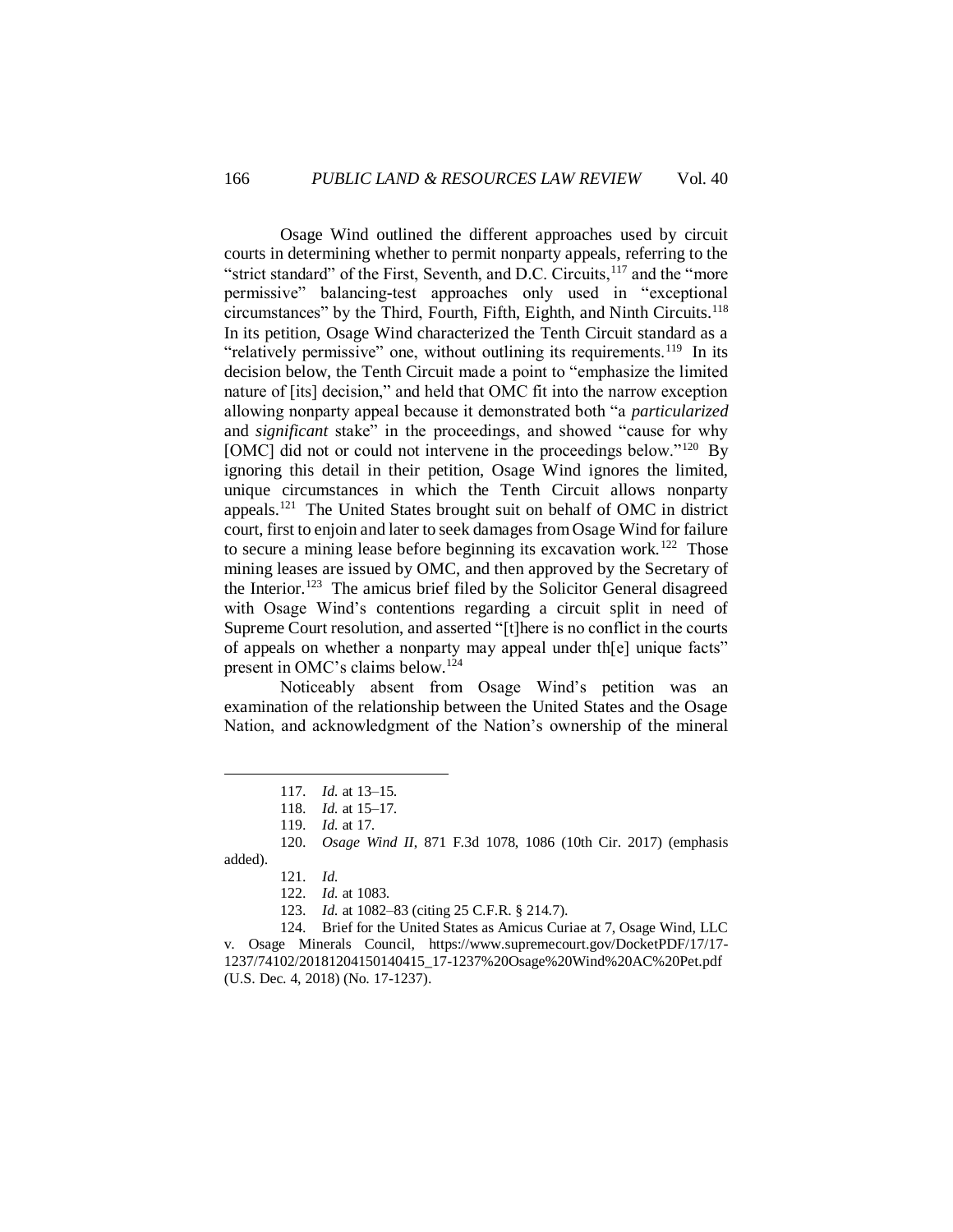Osage Wind outlined the different approaches used by circuit courts in determining whether to permit nonparty appeals, referring to the "strict standard" of the First, Seventh, and D.C. Circuits,[117] and the "more permissive" balancing-test approaches only used in "exceptional circumstances" by the Third, Fourth, Fifth, Eighth, and Ninth Circuits.[118] In its petition, Osage Wind characterized the Tenth Circuit standard as a "relatively permissive" one, without outlining its requirements.[119] In its decision below, the Tenth Circuit made a point to "emphasize the limited nature of [its] decision," and held that OMC fit into the narrow exception allowing nonparty appeal because it demonstrated both "a *particularized* and *significant* stake" in the proceedings, and showed "cause for why [OMC] did not or could not intervene in the proceedings below."[120] By ignoring this detail in their petition, Osage Wind ignores the limited, unique circumstances in which the Tenth Circuit allows nonparty appeals.[121] The United States brought suit on behalf of OMC in district court, first to enjoin and later to seek damages from Osage Wind for failure to secure a mining lease before beginning its excavation work.[122] Those mining leases are issued by OMC, and then approved by the Secretary of the Interior.[123] The amicus brief filed by the Solicitor General disagreed with Osage Wind's contentions regarding a circuit split in need of Supreme Court resolution, and asserted "[t]here is no conflict in the courts of appeals on whether a nonparty may appeal under th[e] unique facts" present in OMC's claims below.[124]

Noticeably absent from Osage Wind's petition was an examination of the relationship between the United States and the Osage Nation, and acknowledgment of the Nation's ownership of the mineral

---

117. *Id.* at 13–15.

118. *Id.* at 15–17.

119. *Id.* at 17.

120. *Osage Wind II*, 871 F.3d 1078, 1086 (10th Cir. 2017) (emphasis added).

121. *Id.*

122. *Id.* at 1083.

123. *Id.* at 1082–83 (citing 25 C.F.R. § 214.7).

124. Brief for the United States as Amicus Curiae at 7, Osage Wind, LLC v. Osage Minerals Council, https://www.supremecourt.gov/DocketPDF/17/17-1237/74102/20181204150140415_17-1237%20Osage%20Wind%20AC%20Pet.pdf (U.S. Dec. 4, 2018) (No. 17-1237).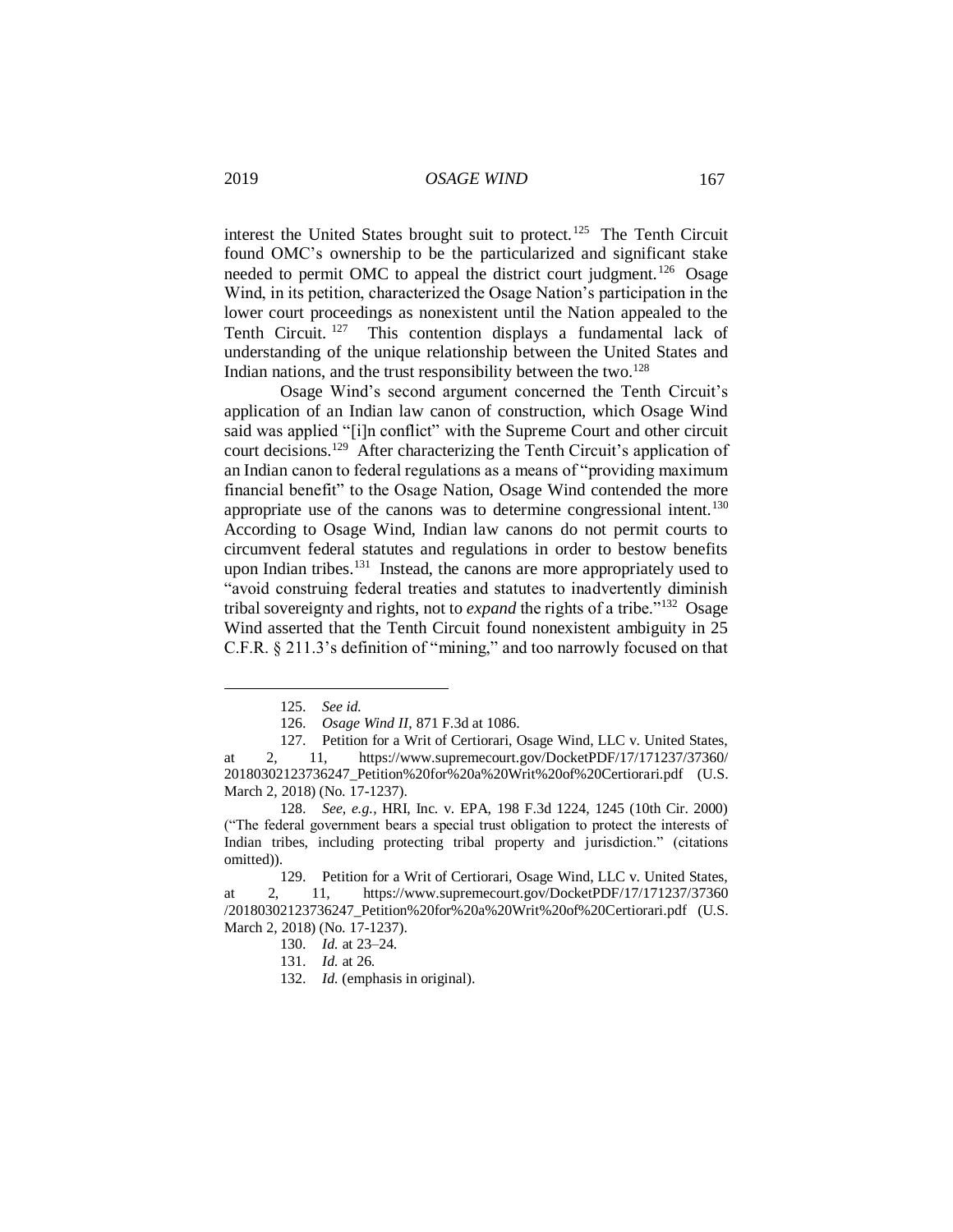interest the United States brought suit to protect.[125] The Tenth Circuit found OMC's ownership to be the particularized and significant stake needed to permit OMC to appeal the district court judgment.[126] Osage Wind, in its petition, characterized the Osage Nation's participation in the lower court proceedings as nonexistent until the Nation appealed to the Tenth Circuit.[127] This contention displays a fundamental lack of understanding of the unique relationship between the United States and Indian nations, and the trust responsibility between the two.[128]

Osage Wind's second argument concerned the Tenth Circuit's application of an Indian law canon of construction, which Osage Wind said was applied "[i]n conflict" with the Supreme Court and other circuit court decisions.[129] After characterizing the Tenth Circuit's application of an Indian canon to federal regulations as a means of "providing maximum financial benefit" to the Osage Nation, Osage Wind contended the more appropriate use of the canons was to determine congressional intent.[130] According to Osage Wind, Indian law canons do not permit courts to circumvent federal statutes and regulations in order to bestow benefits upon Indian tribes.[131] Instead, the canons are more appropriately used to "avoid construing federal treaties and statutes to inadvertently diminish tribal sovereignty and rights, not to *expand* the rights of a tribe."[132] Osage Wind asserted that the Tenth Circuit found nonexistent ambiguity in 25 C.F.R. § 211.3's definition of "mining," and too narrowly focused on that

---

125. *See id.*

126. *Osage Wind II*, 871 F.3d at 1086.

127. Petition for a Writ of Certiorari, Osage Wind, LLC v. United States, at 2, 11, https://www.supremecourt.gov/DocketPDF/17/171237/37360/20180302123736247_Petition%20for%20a%20Writ%20of%20Certiorari.pdf (U.S. March 2, 2018) (No. 17-1237).

128. *See, e.g.*, HRI, Inc. v. EPA, 198 F.3d 1224, 1245 (10th Cir. 2000) ("The federal government bears a special trust obligation to protect the interests of Indian tribes, including protecting tribal property and jurisdiction." (citations omitted)).

129. Petition for a Writ of Certiorari, Osage Wind, LLC v. United States, at 2, 11, https://www.supremecourt.gov/DocketPDF/17/171237/37360/20180302123736247_Petition%20for%20a%20Writ%20of%20Certiorari.pdf (U.S. March 2, 2018) (No. 17-1237).

130. *Id.* at 23–24.

131. *Id.* at 26.

132. *Id.* (emphasis in original).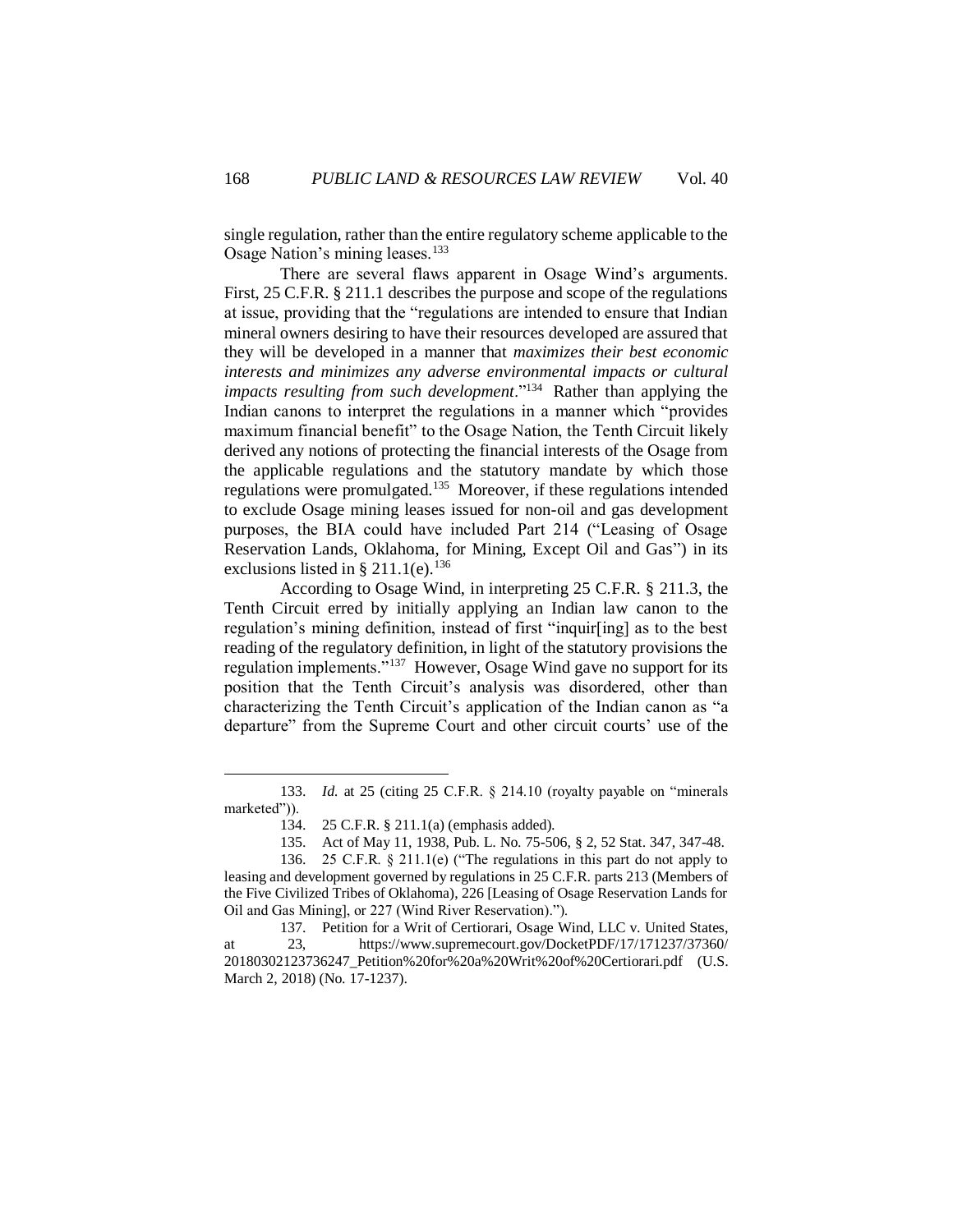single regulation, rather than the entire regulatory scheme applicable to the Osage Nation's mining leases.[133]

There are several flaws apparent in Osage Wind's arguments. First, 25 C.F.R. § 211.1 describes the purpose and scope of the regulations at issue, providing that the "regulations are intended to ensure that Indian mineral owners desiring to have their resources developed are assured that they will be developed in a manner that *maximizes their best economic interests and minimizes any adverse environmental impacts or cultural impacts resulting from such development*."[134] Rather than applying the Indian canons to interpret the regulations in a manner which "provides maximum financial benefit" to the Osage Nation, the Tenth Circuit likely derived any notions of protecting the financial interests of the Osage from the applicable regulations and the statutory mandate by which those regulations were promulgated.[135] Moreover, if these regulations intended to exclude Osage mining leases issued for non-oil and gas development purposes, the BIA could have included Part 214 ("Leasing of Osage Reservation Lands, Oklahoma, for Mining, Except Oil and Gas") in its exclusions listed in § 211.1(e).[136]

According to Osage Wind, in interpreting 25 C.F.R. § 211.3, the Tenth Circuit erred by initially applying an Indian law canon to the regulation's mining definition, instead of first "inquir[ing] as to the best reading of the regulatory definition, in light of the statutory provisions the regulation implements."[137] However, Osage Wind gave no support for its position that the Tenth Circuit's analysis was disordered, other than characterizing the Tenth Circuit's application of the Indian canon as "a departure" from the Supreme Court and other circuit courts' use of the

---

133. *Id.* at 25 (citing 25 C.F.R. § 214.10 (royalty payable on "minerals marketed")).

134. 25 C.F.R. § 211.1(a) (emphasis added).

135. Act of May 11, 1938, Pub. L. No. 75-506, § 2, 52 Stat. 347, 347-48.

136. 25 C.F.R. § 211.1(e) ("The regulations in this part do not apply to leasing and development governed by regulations in 25 C.F.R. parts 213 (Members of the Five Civilized Tribes of Oklahoma), 226 [Leasing of Osage Reservation Lands for Oil and Gas Mining], or 227 (Wind River Reservation).").

137. Petition for a Writ of Certiorari, Osage Wind, LLC v. United States, at 23, https://www.supremecourt.gov/DocketPDF/17/171237/37360/20180302123736247_Petition%20for%20a%20Writ%20of%20Certiorari.pdf (U.S. March 2, 2018) (No. 17-1237).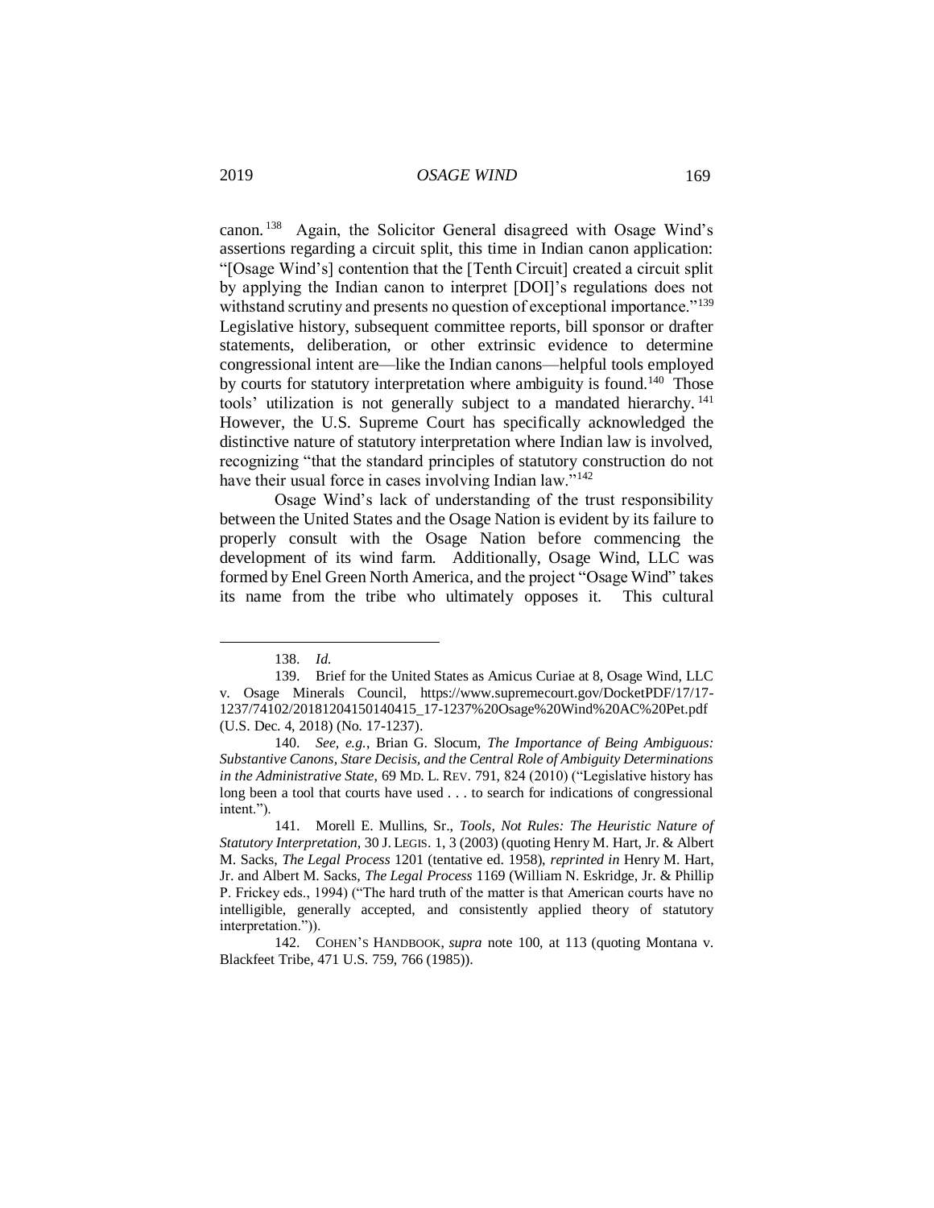canon.[138] Again, the Solicitor General disagreed with Osage Wind's assertions regarding a circuit split, this time in Indian canon application: "[Osage Wind's] contention that the [Tenth Circuit] created a circuit split by applying the Indian canon to interpret [DOI]'s regulations does not withstand scrutiny and presents no question of exceptional importance."[139] Legislative history, subsequent committee reports, bill sponsor or drafter statements, deliberation, or other extrinsic evidence to determine congressional intent are—like the Indian canons—helpful tools employed by courts for statutory interpretation where ambiguity is found.[140] Those tools' utilization is not generally subject to a mandated hierarchy.[141] However, the U.S. Supreme Court has specifically acknowledged the distinctive nature of statutory interpretation where Indian law is involved, recognizing "that the standard principles of statutory construction do not have their usual force in cases involving Indian law."[142]

Osage Wind's lack of understanding of the trust responsibility between the United States and the Osage Nation is evident by its failure to properly consult with the Osage Nation before commencing the development of its wind farm. Additionally, Osage Wind, LLC was formed by Enel Green North America, and the project "Osage Wind" takes its name from the tribe who ultimately opposes it. This cultural

---

138. *Id.*

139. Brief for the United States as Amicus Curiae at 8, Osage Wind, LLC v. Osage Minerals Council, https://www.supremecourt.gov/DocketPDF/17/17-1237/74102/20181204150140415_17-1237%20Osage%20Wind%20AC%20Pet.pdf (U.S. Dec. 4, 2018) (No. 17-1237).

140. *See, e.g.*, Brian G. Slocum, *The Importance of Being Ambiguous: Substantive Canons, Stare Decisis, and the Central Role of Ambiguity Determinations in the Administrative State*, 69 MD. L. REV. 791, 824 (2010) ("Legislative history has long been a tool that courts have used . . . to search for indications of congressional intent.").

141. Morell E. Mullins, Sr., *Tools, Not Rules: The Heuristic Nature of Statutory Interpretation*, 30 J. LEGIS. 1, 3 (2003) (quoting Henry M. Hart, Jr. & Albert M. Sacks, *The Legal Process* 1201 (tentative ed. 1958), *reprinted in* Henry M. Hart, Jr. and Albert M. Sacks, *The Legal Process* 1169 (William N. Eskridge, Jr. & Phillip P. Frickey eds., 1994) ("The hard truth of the matter is that American courts have no intelligible, generally accepted, and consistently applied theory of statutory interpretation.")).

142. COHEN'S HANDBOOK, *supra* note 100, at 113 (quoting Montana v. Blackfeet Tribe, 471 U.S. 759, 766 (1985)).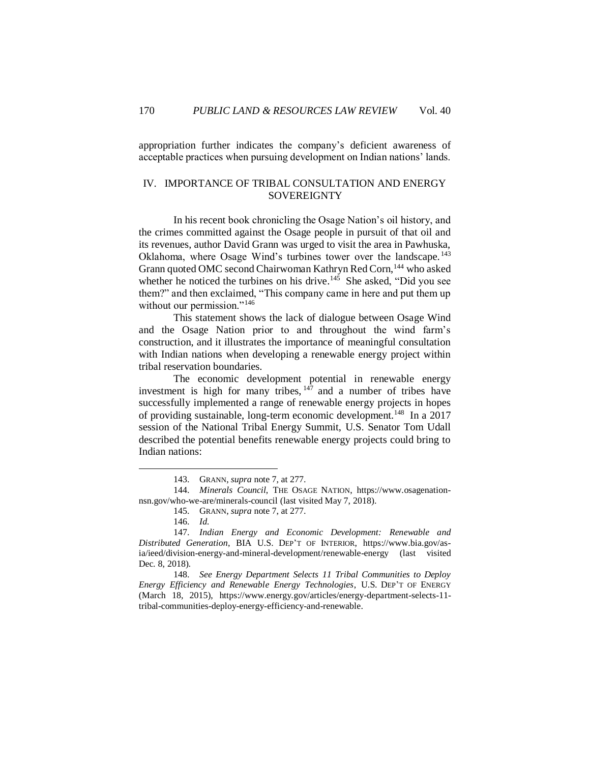appropriation further indicates the company's deficient awareness of acceptable practices when pursuing development on Indian nations' lands.

## IV. IMPORTANCE OF TRIBAL CONSULTATION AND ENERGY SOVEREIGNTY

In his recent book chronicling the Osage Nation's oil history, and the crimes committed against the Osage people in pursuit of that oil and its revenues, author David Grann was urged to visit the area in Pawhuska, Oklahoma, where Osage Wind's turbines tower over the landscape.[143] Grann quoted OMC second Chairwoman Kathryn Red Corn,[144] who asked whether he noticed the turbines on his drive.[145] She asked, "Did you see them?" and then exclaimed, "This company came in here and put them up without our permission."[146]

This statement shows the lack of dialogue between Osage Wind and the Osage Nation prior to and throughout the wind farm's construction, and it illustrates the importance of meaningful consultation with Indian nations when developing a renewable energy project within tribal reservation boundaries.

The economic development potential in renewable energy investment is high for many tribes,[147] and a number of tribes have successfully implemented a range of renewable energy projects in hopes of providing sustainable, long-term economic development.[148] In a 2017 session of the National Tribal Energy Summit, U.S. Senator Tom Udall described the potential benefits renewable energy projects could bring to Indian nations:

---

143. GRANN, *supra* note 7, at 277.

144. *Minerals Council*, THE OSAGE NATION, https://www.osagenation-nsn.gov/who-we-are/minerals-council (last visited May 7, 2018).

145. GRANN, *supra* note 7, at 277.

146. *Id.*

147. *Indian Energy and Economic Development: Renewable and Distributed Generation*, BIA U.S. DEP'T OF INTERIOR, https://www.bia.gov/as-ia/ieed/division-energy-and-mineral-development/renewable-energy (last visited Dec. 8, 2018).

148. *See Energy Department Selects 11 Tribal Communities to Deploy Energy Efficiency and Renewable Energy Technologies*, U.S. DEP'T OF ENERGY (March 18, 2015), https://www.energy.gov/articles/energy-department-selects-11-tribal-communities-deploy-energy-efficiency-and-renewable.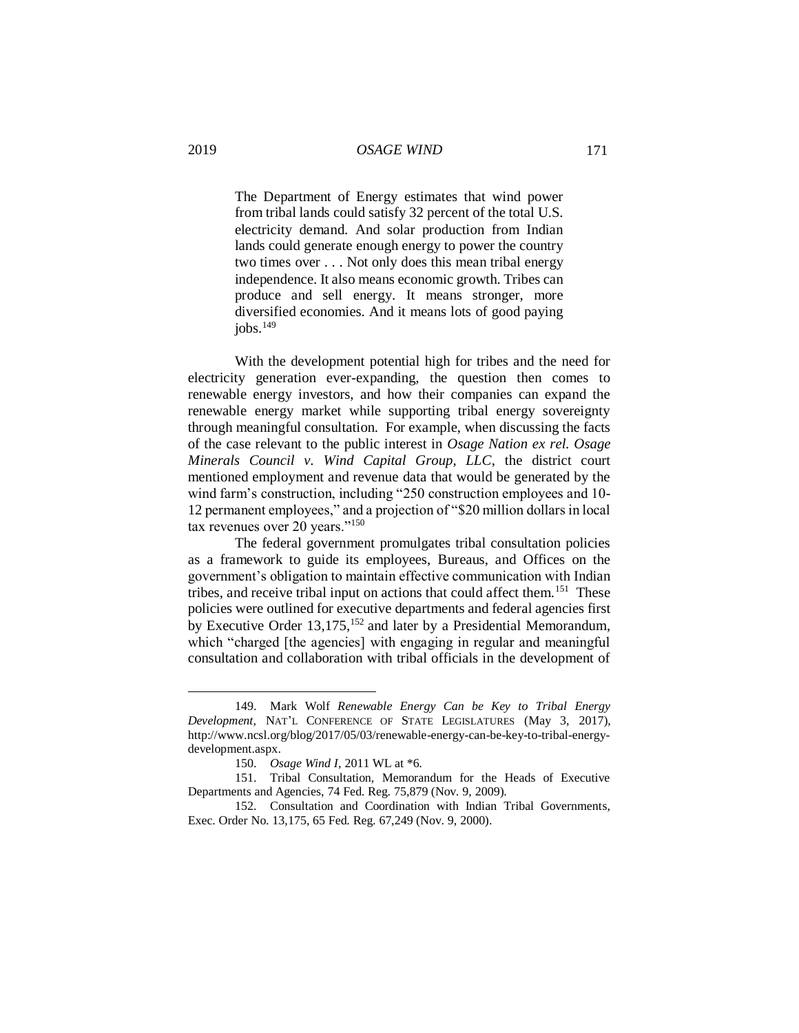> The Department of Energy estimates that wind power from tribal lands could satisfy 32 percent of the total U.S. electricity demand. And solar production from Indian lands could generate enough energy to power the country two times over . . . Not only does this mean tribal energy independence. It also means economic growth. Tribes can produce and sell energy. It means stronger, more diversified economies. And it means lots of good paying jobs.[149]

With the development potential high for tribes and the need for electricity generation ever-expanding, the question then comes to renewable energy investors, and how their companies can expand the renewable energy market while supporting tribal energy sovereignty through meaningful consultation. For example, when discussing the facts of the case relevant to the public interest in *Osage Nation ex rel. Osage Minerals Council v. Wind Capital Group, LLC*, the district court mentioned employment and revenue data that would be generated by the wind farm's construction, including "250 construction employees and 10-12 permanent employees," and a projection of "$20 million dollars in local tax revenues over 20 years."[150]

The federal government promulgates tribal consultation policies as a framework to guide its employees, Bureaus, and Offices on the government's obligation to maintain effective communication with Indian tribes, and receive tribal input on actions that could affect them.[151] These policies were outlined for executive departments and federal agencies first by Executive Order 13,175,[152] and later by a Presidential Memorandum, which "charged [the agencies] with engaging in regular and meaningful consultation and collaboration with tribal officials in the development of

---

149. Mark Wolf *Renewable Energy Can be Key to Tribal Energy Development*, NAT'L CONFERENCE OF STATE LEGISLATURES (May 3, 2017), http://www.ncsl.org/blog/2017/05/03/renewable-energy-can-be-key-to-tribal-energy-development.aspx.

150. *Osage Wind I*, 2011 WL at *6.

151. Tribal Consultation, Memorandum for the Heads of Executive Departments and Agencies, 74 Fed. Reg. 75,879 (Nov. 9, 2009).

152. Consultation and Coordination with Indian Tribal Governments, Exec. Order No. 13,175, 65 Fed. Reg. 67,249 (Nov. 9, 2000).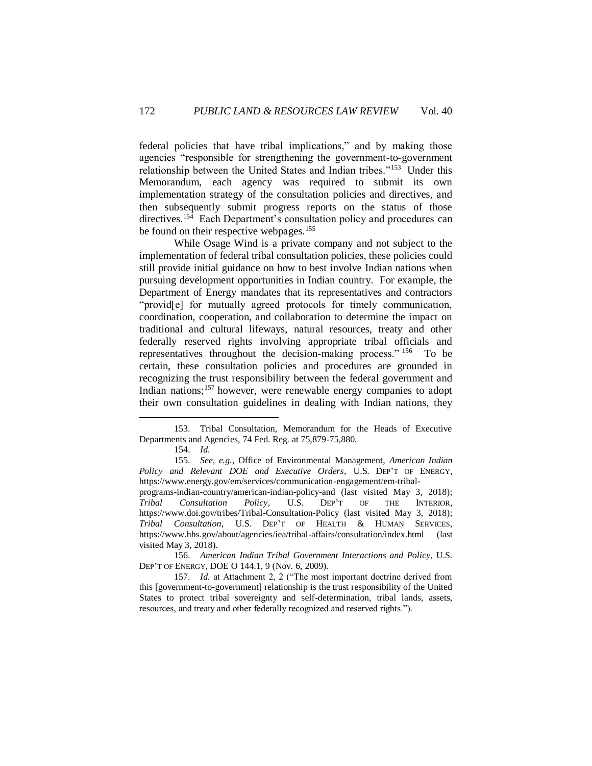federal policies that have tribal implications," and by making those agencies "responsible for strengthening the government-to-government relationship between the United States and Indian tribes."[153] Under this Memorandum, each agency was required to submit its own implementation strategy of the consultation policies and directives, and then subsequently submit progress reports on the status of those directives.[154] Each Department's consultation policy and procedures can be found on their respective webpages.[155]

While Osage Wind is a private company and not subject to the implementation of federal tribal consultation policies, these policies could still provide initial guidance on how to best involve Indian nations when pursuing development opportunities in Indian country. For example, the Department of Energy mandates that its representatives and contractors "provid[e] for mutually agreed protocols for timely communication, coordination, cooperation, and collaboration to determine the impact on traditional and cultural lifeways, natural resources, treaty and other federally reserved rights involving appropriate tribal officials and representatives throughout the decision-making process."[156] To be certain, these consultation policies and procedures are grounded in recognizing the trust responsibility between the federal government and Indian nations;[157] however, were renewable energy companies to adopt their own consultation guidelines in dealing with Indian nations, they

---

153. Tribal Consultation, Memorandum for the Heads of Executive Departments and Agencies, 74 Fed. Reg. at 75,879-75,880.

154. *Id.*

155. *See, e.g.*, Office of Environmental Management, *American Indian Policy and Relevant DOE and Executive Orders*, U.S. DEP'T OF ENERGY, https://www.energy.gov/em/services/communication-engagement/em-tribal-programs-indian-country/american-indian-policy-and (last visited May 3, 2018); *Tribal Consultation Policy*, U.S. DEP'T OF THE INTERIOR, https://www.doi.gov/tribes/Tribal-Consultation-Policy (last visited May 3, 2018); *Tribal Consultation*, U.S. DEP'T OF HEALTH & HUMAN SERVICES, https://www.hhs.gov/about/agencies/iea/tribal-affairs/consultation/index.html (last visited May 3, 2018).

156. *American Indian Tribal Government Interactions and Policy*, U.S. DEP'T OF ENERGY, DOE O 144.1, 9 (Nov. 6, 2009).

157. *Id.* at Attachment 2, 2 ("The most important doctrine derived from this [government-to-government] relationship is the trust responsibility of the United States to protect tribal sovereignty and self-determination, tribal lands, assets, resources, and treaty and other federally recognized and reserved rights.").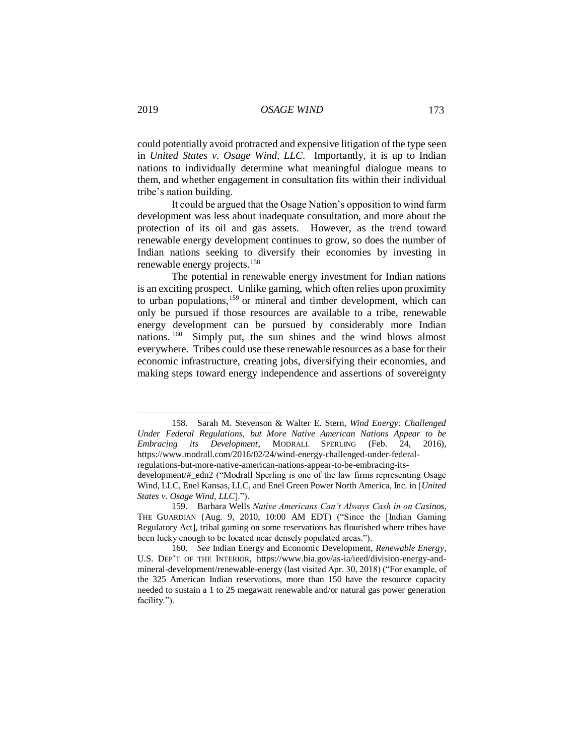could potentially avoid protracted and expensive litigation of the type seen in *United States v. Osage Wind, LLC*. Importantly, it is up to Indian nations to individually determine what meaningful dialogue means to them, and whether engagement in consultation fits within their individual tribe's nation building.

It could be argued that the Osage Nation's opposition to wind farm development was less about inadequate consultation, and more about the protection of its oil and gas assets. However, as the trend toward renewable energy development continues to grow, so does the number of Indian nations seeking to diversify their economies by investing in renewable energy projects.[158]

The potential in renewable energy investment for Indian nations is an exciting prospect. Unlike gaming, which often relies upon proximity to urban populations,[159] or mineral and timber development, which can only be pursued if those resources are available to a tribe, renewable energy development can be pursued by considerably more Indian nations.[160] Simply put, the sun shines and the wind blows almost everywhere. Tribes could use these renewable resources as a base for their economic infrastructure, creating jobs, diversifying their economies, and making steps toward energy independence and assertions of sovereignty

---

158. Sarah M. Stevenson & Walter E. Stern, *Wind Energy: Challenged Under Federal Regulations, but More Native American Nations Appear to be Embracing its Development*, MODRALL SPERLING (Feb. 24, 2016), https://www.modrall.com/2016/02/24/wind-energy-challenged-under-federal-regulations-but-more-native-american-nations-appear-to-be-embracing-its-development/#_edn2 ("Modrall Sperling is one of the law firms representing Osage Wind, LLC, Enel Kansas, LLC, and Enel Green Power North America, Inc. in [*United States v. Osage Wind, LLC*].").

159. Barbara Wells *Native Americans Can't Always Cash in on Casinos*, THE GUARDIAN (Aug. 9, 2010, 10:00 AM EDT) ("Since the [Indian Gaming Regulatory Act], tribal gaming on some reservations has flourished where tribes have been lucky enough to be located near densely populated areas.").

160. *See* Indian Energy and Economic Development, *Renewable Energy*, U.S. DEP'T OF THE INTERIOR, https://www.bia.gov/as-ia/ieed/division-energy-and-mineral-development/renewable-energy (last visited Apr. 30, 2018) ("For example, of the 325 American Indian reservations, more than 150 have the resource capacity needed to sustain a 1 to 25 megawatt renewable and/or natural gas power generation facility.").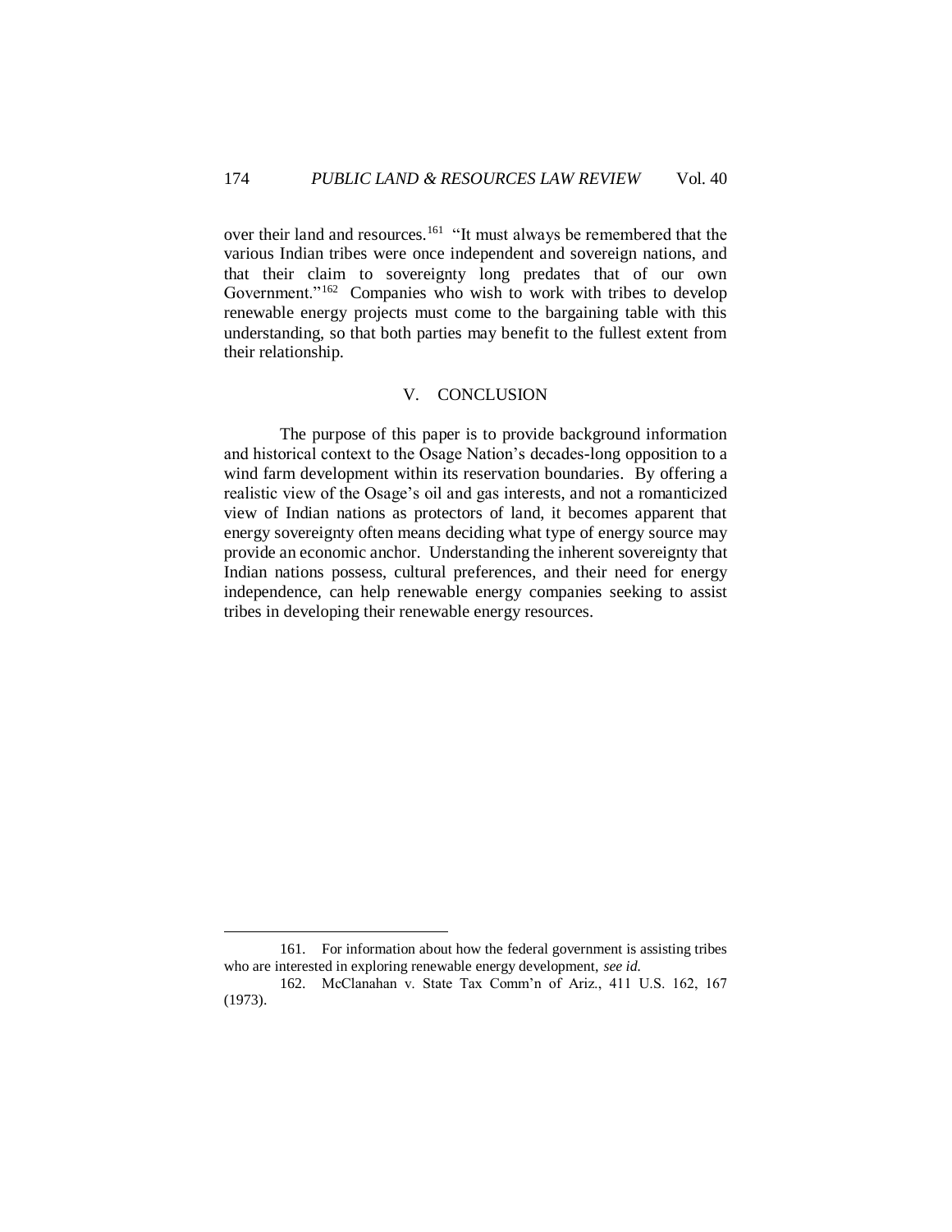over their land and resources.[161] "It must always be remembered that the various Indian tribes were once independent and sovereign nations, and that their claim to sovereignty long predates that of our own Government."[162] Companies who wish to work with tribes to develop renewable energy projects must come to the bargaining table with this understanding, so that both parties may benefit to the fullest extent from their relationship.

## V. CONCLUSION

The purpose of this paper is to provide background information and historical context to the Osage Nation's decades-long opposition to a wind farm development within its reservation boundaries. By offering a realistic view of the Osage's oil and gas interests, and not a romanticized view of Indian nations as protectors of land, it becomes apparent that energy sovereignty often means deciding what type of energy source may provide an economic anchor. Understanding the inherent sovereignty that Indian nations possess, cultural preferences, and their need for energy independence, can help renewable energy companies seeking to assist tribes in developing their renewable energy resources.

---

161. For information about how the federal government is assisting tribes who are interested in exploring renewable energy development, *see id.*

162. McClanahan v. State Tax Comm'n of Ariz., 411 U.S. 162, 167 (1973).